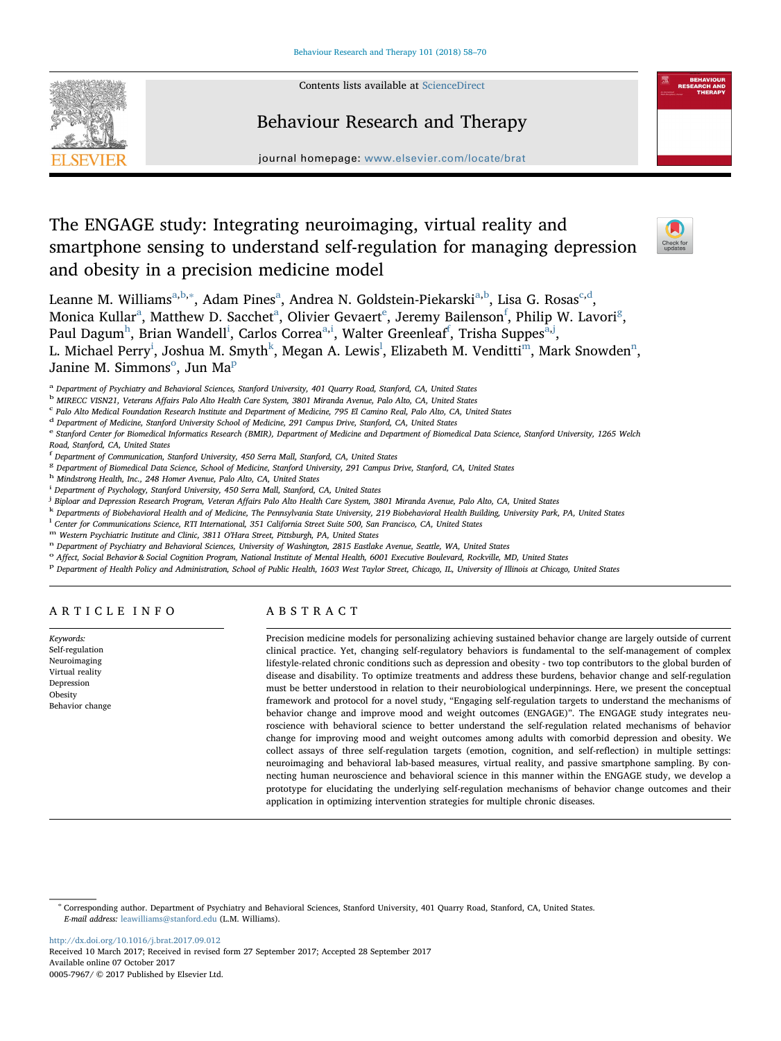# The ENGAGE study: Integrating neuroimaging, virtual reality and smartphone sensing to understand self-regulation for managing depression and obesity in a precision medicine model

Leanne M. Williams[a,b,*], Adam Pines[a], Andrea N. Goldstein-Piekarski[a,b], Lisa G. Rosas[c,d], Monica Kullar[a], Matthew D. Sacchet[a], Olivier Gevaert[e], Jeremy Bailenson[f], Philip W. Lavori[g], Paul Dagum[h], Brian Wandell[i], Carlos Correa[a,i], Walter Greenleaf[f], Trisha Suppes[a,j], L. Michael Perry[i], Joshua M. Smyth[k], Megan A. Lewis[l], Elizabeth M. Venditti[m], Mark Snowden[n], Janine M. Simmons[o], Jun Ma[p]

[a] Department of Psychiatry and Behavioral Sciences, Stanford University, 401 Quarry Road, Stanford, CA, United States
[b] MIRECC VISN21, Veterans Affairs Palo Alto Health Care System, 3801 Miranda Avenue, Palo Alto, CA, United States
[c] Palo Alto Medical Foundation Research Institute and Department of Medicine, 795 El Camino Real, Palo Alto, CA, United States
[d] Department of Medicine, Stanford University School of Medicine, 291 Campus Drive, Stanford, CA, United States
[e] Stanford Center for Biomedical Informatics Research (BMIR), Department of Medicine and Department of Biomedical Data Science, Stanford University, 1265 Welch Road, Stanford, CA, United States
[f] Department of Communication, Stanford University, 450 Serra Mall, Stanford, CA, United States
[g] Department of Biomedical Data Science, School of Medicine, Stanford University, 291 Campus Drive, Stanford, CA, United States
[h] Mindstrong Health, Inc., 248 Homer Avenue, Palo Alto, CA, United States
[i] Department of Psychology, Stanford University, 450 Serra Mall, Stanford, CA, United States
[j] Biploar and Depression Research Program, Veteran Affairs Palo Alto Health Care System, 3801 Miranda Avenue, Palo Alto, CA, United States
[k] Departments of Biobehavioral Health and of Medicine, The Pennsylvania State University, 219 Biobehavioral Health Building, University Park, PA, United States
[l] Center for Communications Science, RTI International, 351 California Street Suite 500, San Francisco, CA, United States
[m] Western Psychiatric Institute and Clinic, 3811 O'Hara Street, Pittsburgh, PA, United States
[n] Department of Psychiatry and Behavioral Sciences, University of Washington, 2815 Eastlake Avenue, Seattle, WA, United States
[o] Affect, Social Behavior & Social Cognition Program, National Institute of Mental Health, 6001 Executive Boulevard, Rockville, MD, United States
[p] Department of Health Policy and Administration, School of Public Health, 1603 West Taylor Street, Chicago, IL, University of Illinois at Chicago, United States

## ARTICLE INFO

*Keywords:*
Self-regulation
Neuroimaging
Virtual reality
Depression
Obesity
Behavior change

## ABSTRACT

Precision medicine models for personalizing achieving sustained behavior change are largely outside of current clinical practice. Yet, changing self-regulatory behaviors is fundamental to the self-management of complex lifestyle-related chronic conditions such as depression and obesity - two top contributors to the global burden of disease and disability. To optimize treatments and address these burdens, behavior change and self-regulation must be better understood in relation to their neurobiological underpinnings. Here, we present the conceptual framework and protocol for a novel study, "Engaging self-regulation targets to understand the mechanisms of behavior change and improve mood and weight outcomes (ENGAGE)". The ENGAGE study integrates neuroscience with behavioral science to better understand the self-regulation related mechanisms of behavior change for improving mood and weight outcomes among adults with comorbid depression and obesity. We collect assays of three self-regulation targets (emotion, cognition, and self-reflection) in multiple settings: neuroimaging and behavioral lab-based measures, virtual reality, and passive smartphone sampling. By connecting human neuroscience and behavioral science in this manner within the ENGAGE study, we develop a prototype for elucidating the underlying self-regulation mechanisms of behavior change outcomes and their application in optimizing intervention strategies for multiple chronic diseases.

---

* Corresponding author. Department of Psychiatry and Behavioral Sciences, Stanford University, 401 Quarry Road, Stanford, CA, United States.
*E-mail address:* leawilliams@stanford.edu (L.M. Williams).

http://dx.doi.org/10.1016/j.brat.2017.09.012
Received 10 March 2017; Received in revised form 27 September 2017; Accepted 28 September 2017
Available online 07 October 2017
0005-7967/ © 2017 Published by Elsevier Ltd.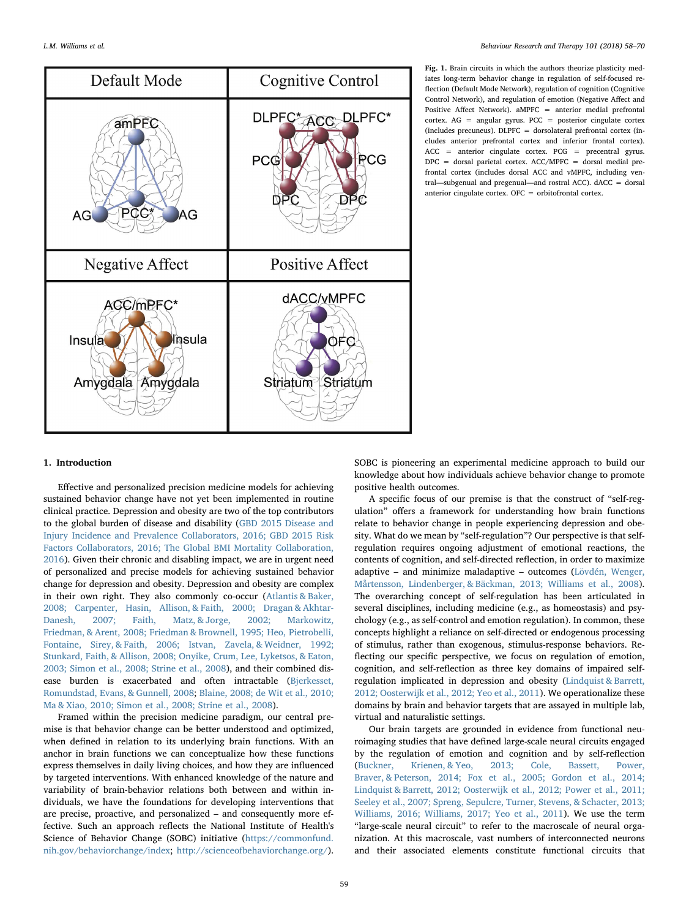**Fig. 1.** Brain circuits in which the authors theorize plasticity mediates long-term behavior change in regulation of self-focused reflection (Default Mode Network), regulation of cognition (Cognitive Control Network), and regulation of emotion (Negative Affect and Positive Affect Network). aMPFC = anterior medial prefrontal cortex. AG = angular gyrus. PCC = posterior cingulate cortex (includes precuneus). DLPFC = dorsolateral prefrontal cortex (includes anterior prefrontal cortex and inferior frontal cortex). ACC = anterior cingulate cortex. PCG = precentral gyrus. DPC = dorsal parietal cortex. ACC/MPFC = dorsal medial prefrontal cortex (includes dorsal ACC and vMPFC, including ventral—subgenual and pregenual—and rostral ACC). dACC = dorsal anterior cingulate cortex. OFC = orbitofrontal cortex.

## 1. Introduction

Effective and personalized precision medicine models for achieving sustained behavior change have not yet been implemented in routine clinical practice. Depression and obesity are two of the top contributors to the global burden of disease and disability (GBD 2015 Disease and Injury Incidence and Prevalence Collaborators, 2016; GBD 2015 Risk Factors Collaborators, 2016; The Global BMI Mortality Collaboration, 2016). Given their chronic and disabling impact, we are in urgent need of personalized and precise models for achieving sustained behavior change for depression and obesity. Depression and obesity are complex in their own right. They also commonly co-occur (Atlantis & Baker, 2008; Carpenter, Hasin, Allison, & Faith, 2000; Dragan & Akhtar-Danesh, 2007; Faith, Matz, & Jorge, 2002; Markowitz, Friedman, & Arent, 2008; Friedman & Brownell, 1995; Heo, Pietrobelli, Fontaine, Sirey, & Faith, 2006; Istvan, Zavela, & Weidner, 1992; Stunkard, Faith, & Allison, 2008; Onyike, Crum, Lee, Lyketsos, & Eaton, 2003; Simon et al., 2008; Strine et al., 2008), and their combined disease burden is exacerbated and often intractable (Bjerkesset, Romundstad, Evans, & Gunnell, 2008; Blaine, 2008; de Wit et al., 2010; Ma & Xiao, 2010; Simon et al., 2008; Strine et al., 2008).

Framed within the precision medicine paradigm, our central premise is that behavior change can be better understood and optimized, when defined in relation to its underlying brain functions. With an anchor in brain functions we can conceptualize how these functions express themselves in daily living choices, and how they are influenced by targeted interventions. With enhanced knowledge of the nature and variability of brain-behavior relations both between and within individuals, we have the foundations for developing interventions that are precise, proactive, and personalized – and consequently more effective. Such an approach reflects the National Institute of Health's Science of Behavior Change (SOBC) initiative (https://commonfund.nih.gov/behaviorchange/index; http://scienceofbehaviorchange.org/). SOBC is pioneering an experimental medicine approach to build our knowledge about how individuals achieve behavior change to promote positive health outcomes.

A specific focus of our premise is that the construct of "self-regulation" offers a framework for understanding how brain functions relate to behavior change in people experiencing depression and obesity. What do we mean by "self-regulation"? Our perspective is that self-regulation requires ongoing adjustment of emotional reactions, the contents of cognition, and self-directed reflection, in order to maximize adaptive – and minimize maladaptive – outcomes (Lövdén, Wenger, Mårtensson, Lindenberger, & Bäckman, 2013; Williams et al., 2008). The overarching concept of self-regulation has been articulated in several disciplines, including medicine (e.g., as homeostasis) and psychology (e.g., as self-control and emotion regulation). In common, these concepts highlight a reliance on self-directed or endogenous processing of stimulus, rather than exogenous, stimulus-response behaviors. Reflecting our specific perspective, we focus on regulation of emotion, cognition, and self-reflection as three key domains of impaired self-regulation implicated in depression and obesity (Lindquist & Barrett, 2012; Oosterwijk et al., 2012; Yeo et al., 2011). We operationalize these domains by brain and behavior targets that are assayed in multiple lab, virtual and naturalistic settings.

Our brain targets are grounded in evidence from functional neuroimaging studies that have defined large-scale neural circuits engaged by the regulation of emotion and cognition and by self-reflection (Buckner, Krienen, & Yeo, 2013; Cole, Bassett, Power, Braver, & Peterson, 2014; Fox et al., 2005; Gordon et al., 2014; Lindquist & Barrett, 2012; Oosterwijk et al., 2012; Power et al., 2011; Seeley et al., 2007; Spreng, Sepulcre, Turner, Stevens, & Schacter, 2013; Williams, 2016; Williams, 2017; Yeo et al., 2011). We use the term "large-scale neural circuit" to refer to the macroscale of neural organization. At this macroscale, vast numbers of interconnected neurons and their associated elements constitute functional circuits that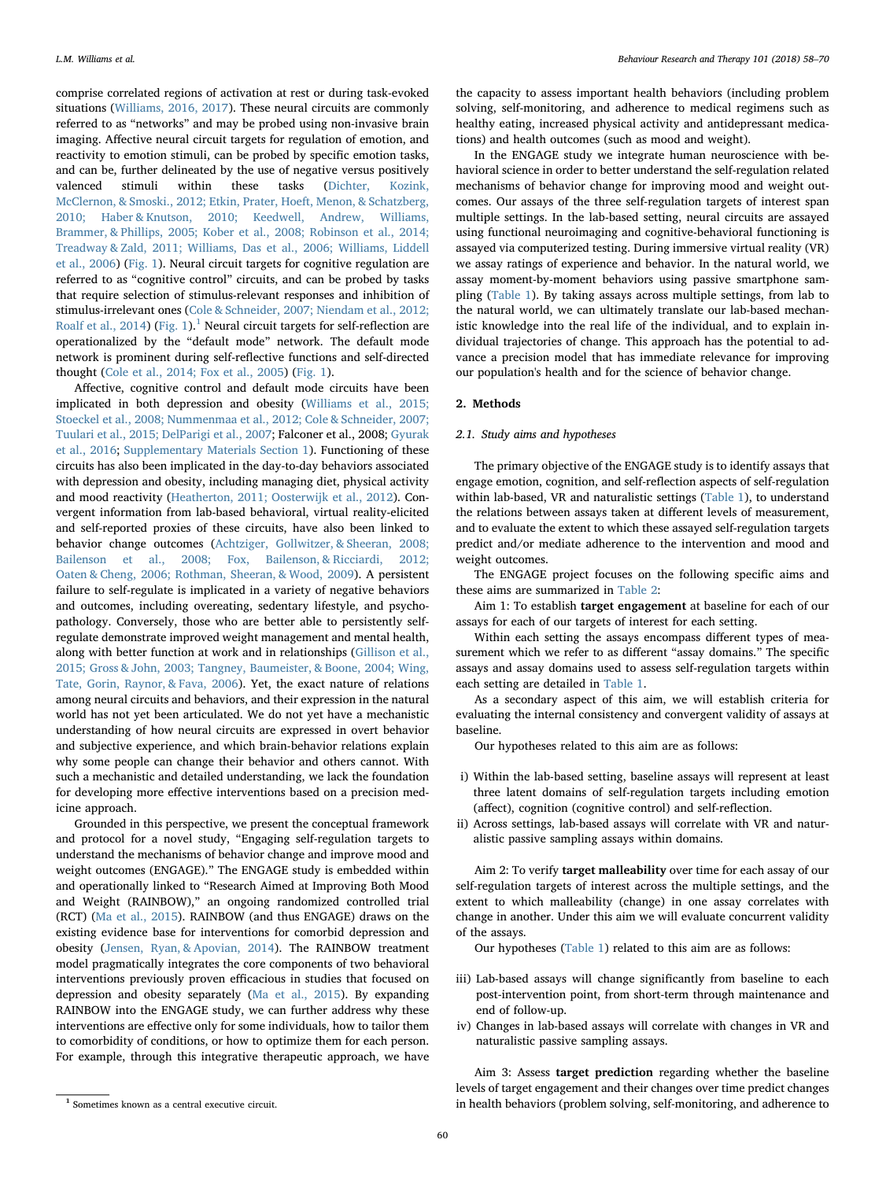comprise correlated regions of activation at rest or during task-evoked situations (Williams, 2016, 2017). These neural circuits are commonly referred to as "networks" and may be probed using non-invasive brain imaging. Affective neural circuit targets for regulation of emotion, and reactivity to emotion stimuli, can be probed by specific emotion tasks, and can be, further delineated by the use of negative versus positively valenced stimuli within these tasks (Dichter, Kozink, McClernon, & Smoski., 2012; Etkin, Prater, Hoeft, Menon, & Schatzberg, 2010; Haber & Knutson, 2010; Keedwell, Andrew, Williams, Brammer, & Phillips, 2005; Kober et al., 2008; Robinson et al., 2014; Treadway & Zald, 2011; Williams, Das et al., 2006; Williams, Liddell et al., 2006) (Fig. 1). Neural circuit targets for cognitive regulation are referred to as "cognitive control" circuits, and can be probed by tasks that require selection of stimulus-relevant responses and inhibition of stimulus-irrelevant ones (Cole & Schneider, 2007; Niendam et al., 2012; Roalf et al., 2014) (Fig. 1).[1] Neural circuit targets for self-reflection are operationalized by the "default mode" network. The default mode network is prominent during self-reflective functions and self-directed thought (Cole et al., 2014; Fox et al., 2005) (Fig. 1).

Affective, cognitive control and default mode circuits have been implicated in both depression and obesity (Williams et al., 2015; Stoeckel et al., 2008; Nummenmaa et al., 2012; Cole & Schneider, 2007; Tuulari et al., 2015; DelParigi et al., 2007; Falconer et al., 2008; Gyurak et al., 2016; Supplementary Materials Section 1). Functioning of these circuits has also been implicated in the day-to-day behaviors associated with depression and obesity, including managing diet, physical activity and mood reactivity (Heatherton, 2011; Oosterwijk et al., 2012). Convergent information from lab-based behavioral, virtual reality-elicited and self-reported proxies of these circuits, have also been linked to behavior change outcomes (Achtziger, Gollwitzer, & Sheeran, 2008; Bailenson et al., 2008; Fox, Bailenson, & Ricciardi, 2012; Oaten & Cheng, 2006; Rothman, Sheeran, & Wood, 2009). A persistent failure to self-regulate is implicated in a variety of negative behaviors and outcomes, including overeating, sedentary lifestyle, and psychopathology. Conversely, those who are better able to persistently self-regulate demonstrate improved weight management and mental health, along with better function at work and in relationships (Gillison et al., 2015; Gross & John, 2003; Tangney, Baumeister, & Boone, 2004; Wing, Tate, Gorin, Raynor, & Fava, 2006). Yet, the exact nature of relations among neural circuits and behaviors, and their expression in the natural world has not yet been articulated. We do not yet have a mechanistic understanding of how neural circuits are expressed in overt behavior and subjective experience, and which brain-behavior relations explain why some people can change their behavior and others cannot. With such a mechanistic and detailed understanding, we lack the foundation for developing more effective interventions based on a precision medicine approach.

Grounded in this perspective, we present the conceptual framework and protocol for a novel study, "Engaging self-regulation targets to understand the mechanisms of behavior change and improve mood and weight outcomes (ENGAGE)." The ENGAGE study is embedded within and operationally linked to "Research Aimed at Improving Both Mood and Weight (RAINBOW)," an ongoing randomized controlled trial (RCT) (Ma et al., 2015). RAINBOW (and thus ENGAGE) draws on the existing evidence base for interventions for comorbid depression and obesity (Jensen, Ryan, & Apovian, 2014). The RAINBOW treatment model pragmatically integrates the core components of two behavioral interventions previously proven efficacious in studies that focused on depression and obesity separately (Ma et al., 2015). By expanding RAINBOW into the ENGAGE study, we can further address why these interventions are effective only for some individuals, how to tailor them to comorbidity of conditions, or how to optimize them for each person. For example, through this integrative therapeutic approach, we have the capacity to assess important health behaviors (including problem solving, self-monitoring, and adherence to medical regimens such as healthy eating, increased physical activity and antidepressant medications) and health outcomes (such as mood and weight).

In the ENGAGE study we integrate human neuroscience with behavioral science in order to better understand the self-regulation related mechanisms of behavior change for improving mood and weight outcomes. Our assays of the three self-regulation targets of interest span multiple settings. In the lab-based setting, neural circuits are assayed using functional neuroimaging and cognitive-behavioral functioning is assayed via computerized testing. During immersive virtual reality (VR) we assay ratings of experience and behavior. In the natural world, we assay moment-by-moment behaviors using passive smartphone sampling (Table 1). By taking assays across multiple settings, from lab to the natural world, we can ultimately translate our lab-based mechanistic knowledge into the real life of the individual, and to explain individual trajectories of change. This approach has the potential to advance a precision model that has immediate relevance for improving our population's health and for the science of behavior change.

## 2. Methods

### 2.1. Study aims and hypotheses

The primary objective of the ENGAGE study is to identify assays that engage emotion, cognition, and self-reflection aspects of self-regulation within lab-based, VR and naturalistic settings (Table 1), to understand the relations between assays taken at different levels of measurement, and to evaluate the extent to which these assayed self-regulation targets predict and/or mediate adherence to the intervention and mood and weight outcomes.

The ENGAGE project focuses on the following specific aims and these aims are summarized in Table 2:

Aim 1: To establish **target engagement** at baseline for each of our assays for each of our targets of interest for each setting.

Within each setting the assays encompass different types of measurement which we refer to as different "assay domains." The specific assays and assay domains used to assess self-regulation targets within each setting are detailed in Table 1.

As a secondary aspect of this aim, we will establish criteria for evaluating the internal consistency and convergent validity of assays at baseline.

Our hypotheses related to this aim are as follows:

i) Within the lab-based setting, baseline assays will represent at least three latent domains of self-regulation targets including emotion (affect), cognition (cognitive control) and self-reflection.
ii) Across settings, lab-based assays will correlate with VR and naturalistic passive sampling assays within domains.

Aim 2: To verify **target malleability** over time for each assay of our self-regulation targets of interest across the multiple settings, and the extent to which malleability (change) in one assay correlates with change in another. Under this aim we will evaluate concurrent validity of the assays.

Our hypotheses (Table 1) related to this aim are as follows:

iii) Lab-based assays will change significantly from baseline to each post-intervention point, from short-term through maintenance and end of follow-up.
iv) Changes in lab-based assays will correlate with changes in VR and naturalistic passive sampling assays.

Aim 3: Assess **target prediction** regarding whether the baseline levels of target engagement and their changes over time predict changes in health behaviors (problem solving, self-monitoring, and adherence to

[1] Sometimes known as a central executive circuit.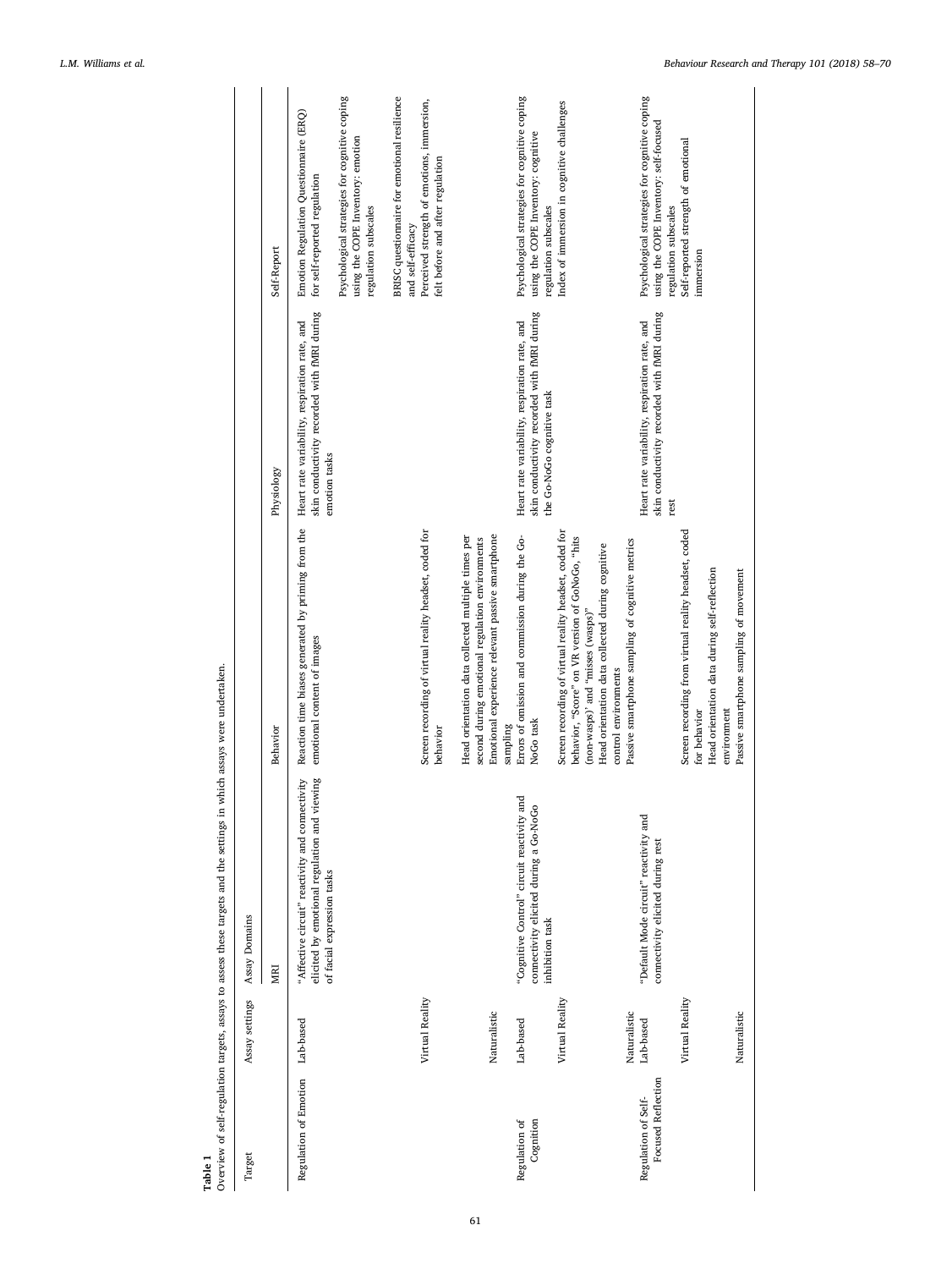**Table 1**
Overview of self-regulation targets, assays to assess these targets and the settings in which assays were undertaken.

| Target | Assay settings | Assay Domains | | | |
|---|---|---|---|---|---|
| | | MRI | Behavior | Physiology | Self-Report |
| Regulation of Emotion | Lab-based | "Affective circuit" reactivity and connectivity elicited by emotional regulation and viewing of facial expression tasks | Reaction time biases generated by priming from the emotional content of images | Heart rate variability, respiration rate, and skin conductivity recorded with fMRI during emotion tasks | Emotion Regulation Questionnaire (ERQ) for self-reported regulation<br>Psychological strategies for cognitive coping using the COPE Inventory: emotion regulation subscales<br>BRISC questionnaire for emotional resilience and self-efficacy |
| | Virtual Reality | | Screen recording of virtual reality headset, coded for behavior<br>Head orientation data collected multiple times per second during emotional regulation environments | | Perceived strength of emotions, immersion, felt before and after regulation |
| | Naturalistic | | Emotional experience relevant passive smartphone sampling | | |
| Regulation of Cognition | Lab-based | "Cognitive Control" circuit reactivity and connectivity elicited during a Go-NoGo inhibition task | Errors of omission and commission during the Go-NoGo task | Heart rate variability, respiration rate, and skin conductivity recorded with fMRI during the Go-NoGo cognitive task | Psychological strategies for cognitive coping using the COPE Inventory: cognitive regulation subscales |
| | Virtual Reality | | Screen recording of virtual reality headset, coded for behavior, "Score" on VR version of GoNoGo, "hits (non-wasps)" and "misses (wasps)"<br>Head orientation data collected during cognitive control environments | | Index of immersion in cognitive challenges |
| | Naturalistic | | Passive smartphone sampling of cognitive metrics | | |
| Regulation of Self-Focused Reflection | Lab-based | "Default Mode circuit" reactivity and connectivity elicited during rest | | Heart rate variability, respiration rate, and skin conductivity recorded with fMRI during rest | Psychological strategies for cognitive coping using the COPE Inventory: self-focused regulation subscales |
| | Virtual Reality | | Screen recording from virtual reality headset, coded for behavior<br>Head orientation data during self-reflection environment | | Self-reported strength of emotional immersion |
| | Naturalistic | | Passive smartphone sampling of movement | | |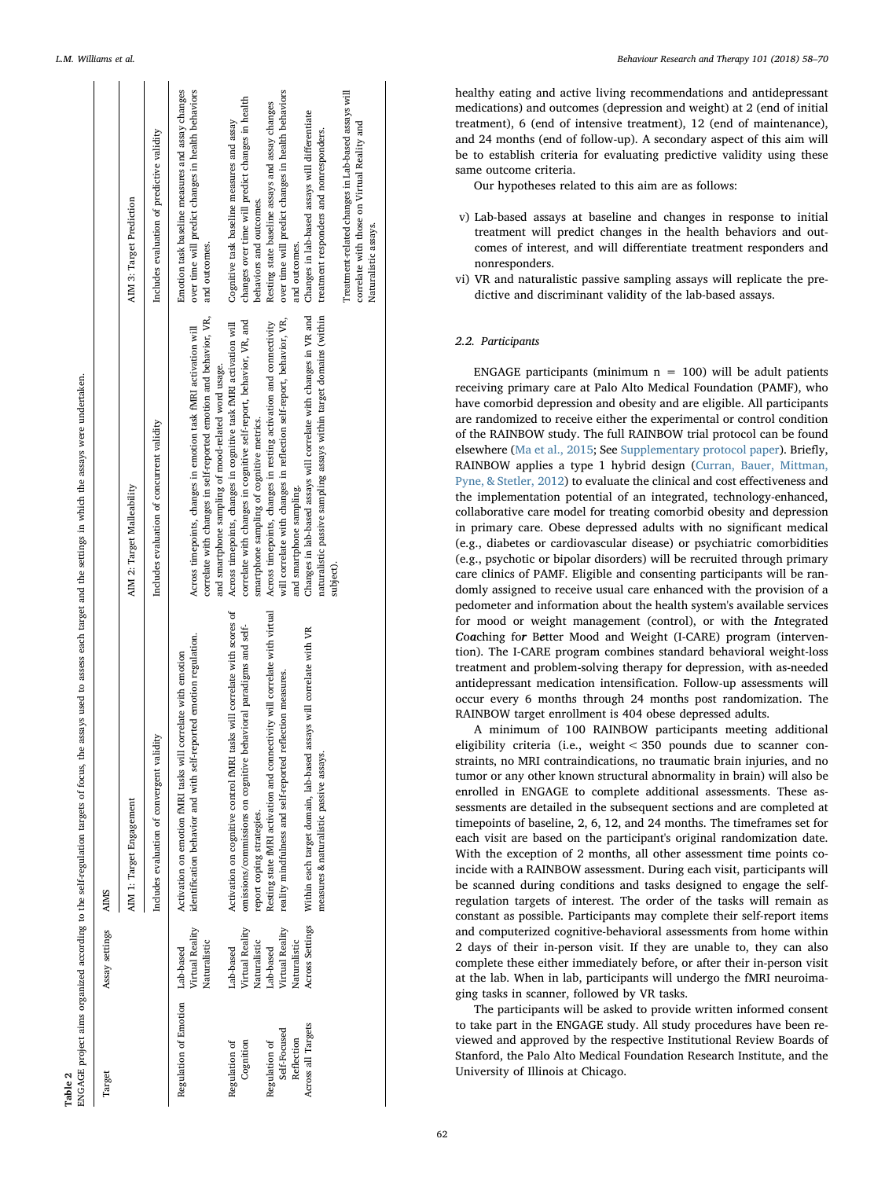**Table 2**
ENGAGE project aims organized according to the self-regulation targets of focus, the assays used to assess each target and the settings in which the assays were undertaken.

| Target | Assay settings | AIMS | | |
|---|---|---|---|---|
| | | AIM 1: Target Engagement | AIM 2: Target Malleability | AIM 3: Target Prediction |
| | | Includes evaluation of convergent validity | Includes evaluation of concurrent validity | Includes evaluation of predictive validity |
| Regulation of Emotion | Lab-based<br>Virtual Reality<br>Naturalistic | Activation on emotion fMRI tasks will correlate with emotion identification behavior and with self-reported emotion regulation. | Across timepoints, changes in emotion task fMRI activation will correlate with changes in self-reported emotion and behavior, VR, and smartphone sampling of mood-related word usage. | Emotion task baseline measures and assay changes over time will predict changes in health behaviors and outcomes. |
| Regulation of Cognition | Lab-based<br>Virtual Reality<br>Naturalistic | Activation on cognitive control fMRI tasks will correlate with scores of omissions/commissions on cognitive behavioral paradigms and self-report coping strategies. | Across timepoints, changes in cognitive task fMRI activation will correlate with changes in cognitive self-report, behavior, VR, and smartphone sampling of cognitive metrics. | Cognitive task baseline measures and assay changes over time will predict changes in health behaviors and outcomes. |
| Regulation of Self-Focused Reflection | Lab-based<br>Virtual Reality<br>Naturalistic | Resting state fMRI activation and connectivity will correlate with virtual reality mindfulness and self-reported reflection measures. | Across timepoints, changes in resting activation and connectivity will correlate with changes in reflection self-report, behavior, VR, and smartphone sampling. | Resting state baseline assays and assay changes over time will predict changes in health behaviors and outcomes. |
| Across all Targets | Across Settings | Within each target domain, lab-based assays will correlate with VR measures & naturalistic passive assays. | Changes in lab-based assays will correlate with changes in VR and naturalistic passive sampling assays within target domains (within subject). | Changes in lab-based assays will differentiate treatment responders and nonresponders.<br><br>Treatment-related changes in Lab-based assays will correlate with those on Virtual Reality and Naturalistic assays. |

healthy eating and active living recommendations and antidepressant medications) and outcomes (depression and weight) at 2 (end of initial treatment), 6 (end of intensive treatment), 12 (end of maintenance), and 24 months (end of follow-up). A secondary aspect of this aim will be to establish criteria for evaluating predictive validity using these same outcome criteria.

Our hypotheses related to this aim are as follows:

v) Lab-based assays at baseline and changes in response to initial treatment will predict changes in the health behaviors and outcomes of interest, and will differentiate treatment responders and nonresponders.
vi) VR and naturalistic passive sampling assays will replicate the predictive and discriminant validity of the lab-based assays.

### 2.2. Participants

ENGAGE participants (minimum n = 100) will be adult patients receiving primary care at Palo Alto Medical Foundation (PAMF), who have comorbid depression and obesity and are eligible. All participants are randomized to receive either the experimental or control condition of the RAINBOW study. The full RAINBOW trial protocol can be found elsewhere (Ma et al., 2015; See Supplementary protocol paper). Briefly, RAINBOW applies a type 1 hybrid design (Curran, Bauer, Mittman, Pyne, & Stetler, 2012) to evaluate the clinical and cost effectiveness and the implementation potential of an integrated, technology-enhanced, collaborative care model for treating comorbid obesity and depression in primary care. Obese depressed adults with no significant medical (e.g., diabetes or cardiovascular disease) or psychiatric comorbidities (e.g., psychotic or bipolar disorders) will be recruited through primary care clinics of PAMF. Eligible and consenting participants will be randomly assigned to receive usual care enhanced with the provision of a pedometer and information about the health system's available services for mood or weight management (control), or with the ***I***ntegrated ***C***o***a***ching fo***r*** ***Be***tter Mood and Weight (I-CARE) program (intervention). The I-CARE program combines standard behavioral weight-loss treatment and problem-solving therapy for depression, with as-needed antidepressant medication intensification. Follow-up assessments will occur every 6 months through 24 months post randomization. The RAINBOW target enrollment is 404 obese depressed adults.

A minimum of 100 RAINBOW participants meeting additional eligibility criteria (i.e., weight < 350 pounds due to scanner constraints, no MRI contraindications, no traumatic brain injuries, and no tumor or any other known structural abnormality in brain) will also be enrolled in ENGAGE to complete additional assessments. These assessments are detailed in the subsequent sections and are completed at timepoints of baseline, 2, 6, 12, and 24 months. The timeframes set for each visit are based on the participant's original randomization date. With the exception of 2 months, all other assessment time points coincide with a RAINBOW assessment. During each visit, participants will be scanned during conditions and tasks designed to engage the self-regulation targets of interest. The order of the tasks will remain as constant as possible. Participants may complete their self-report items and computerized cognitive-behavioral assessments from home within 2 days of their in-person visit. If they are unable to, they can also complete these either immediately before, or after their in-person visit at the lab. When in lab, participants will undergo the fMRI neuroimaging tasks in scanner, followed by VR tasks.

The participants will be asked to provide written informed consent to take part in the ENGAGE study. All study procedures have been reviewed and approved by the respective Institutional Review Boards of Stanford, the Palo Alto Medical Foundation Research Institute, and the University of Illinois at Chicago.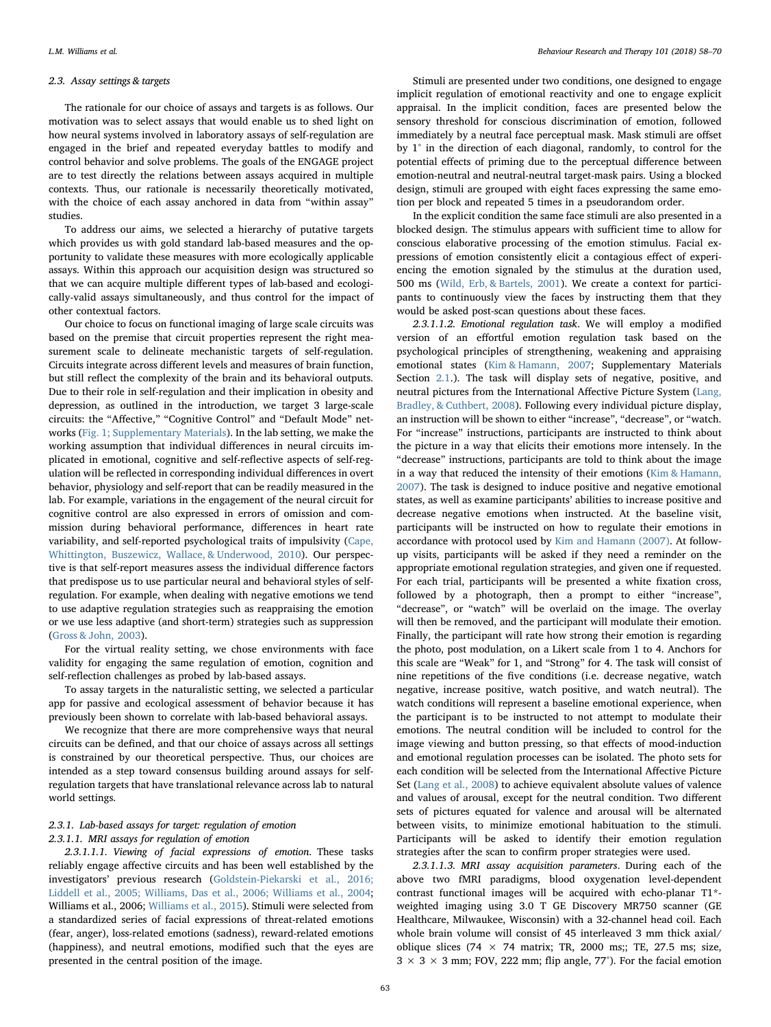### 2.3. Assay settings & targets

The rationale for our choice of assays and targets is as follows. Our motivation was to select assays that would enable us to shed light on how neural systems involved in laboratory assays of self-regulation are engaged in the brief and repeated everyday battles to modify and control behavior and solve problems. The goals of the ENGAGE project are to test directly the relations between assays acquired in multiple contexts. Thus, our rationale is necessarily theoretically motivated, with the choice of each assay anchored in data from "within assay" studies.

To address our aims, we selected a hierarchy of putative targets which provides us with gold standard lab-based measures and the opportunity to validate these measures with more ecologically applicable assays. Within this approach our acquisition design was structured so that we can acquire multiple different types of lab-based and ecologically-valid assays simultaneously, and thus control for the impact of other contextual factors.

Our choice to focus on functional imaging of large scale circuits was based on the premise that circuit properties represent the right measurement scale to delineate mechanistic targets of self-regulation. Circuits integrate across different levels and measures of brain function, but still reflect the complexity of the brain and its behavioral outputs. Due to their role in self-regulation and their implication in obesity and depression, as outlined in the introduction, we target 3 large-scale circuits: the "Affective," "Cognitive Control" and "Default Mode" networks (Fig. 1; Supplementary Materials). In the lab setting, we make the working assumption that individual differences in neural circuits implicated in emotional, cognitive and self-reflective aspects of self-regulation will be reflected in corresponding individual differences in overt behavior, physiology and self-report that can be readily measured in the lab. For example, variations in the engagement of the neural circuit for cognitive control are also expressed in errors of omission and commission during behavioral performance, differences in heart rate variability, and self-reported psychological traits of impulsivity (Cape, Whittington, Buszewicz, Wallace, & Underwood, 2010). Our perspective is that self-report measures assess the individual difference factors that predispose us to use particular neural and behavioral styles of self-regulation. For example, when dealing with negative emotions we tend to use adaptive regulation strategies such as reappraising the emotion or we use less adaptive (and short-term) strategies such as suppression (Gross & John, 2003).

For the virtual reality setting, we chose environments with face validity for engaging the same regulation of emotion, cognition and self-reflection challenges as probed by lab-based assays.

To assay targets in the naturalistic setting, we selected a particular app for passive and ecological assessment of behavior because it has previously been shown to correlate with lab-based behavioral assays.

We recognize that there are more comprehensive ways that neural circuits can be defined, and that our choice of assays across all settings is constrained by our theoretical perspective. Thus, our choices are intended as a step toward consensus building around assays for self-regulation targets that have translational relevance across lab to natural world settings.

#### 2.3.1. Lab-based assays for target: regulation of emotion

##### 2.3.1.1. MRI assays for regulation of emotion

*2.3.1.1.1. Viewing of facial expressions of emotion.* These tasks reliably engage affective circuits and has been well established by the investigators' previous research (Goldstein-Piekarski et al., 2016; Liddell et al., 2005; Williams, Das et al., 2006; Williams et al., 2004; Williams et al., 2006; Williams et al., 2015). Stimuli were selected from a standardized series of facial expressions of threat-related emotions (fear, anger), loss-related emotions (sadness), reward-related emotions (happiness), and neutral emotions, modified such that the eyes are presented in the central position of the image.

Stimuli are presented under two conditions, one designed to engage implicit regulation of emotional reactivity and one to engage explicit appraisal. In the implicit condition, faces are presented below the sensory threshold for conscious discrimination of emotion, followed immediately by a neutral face perceptual mask. Mask stimuli are offset by 1° in the direction of each diagonal, randomly, to control for the potential effects of priming due to the perceptual difference between emotion-neutral and neutral-neutral target-mask pairs. Using a blocked design, stimuli are grouped with eight faces expressing the same emotion per block and repeated 5 times in a pseudorandom order.

In the explicit condition the same face stimuli are also presented in a blocked design. The stimulus appears with sufficient time to allow for conscious elaborative processing of the emotion stimulus. Facial expressions of emotion consistently elicit a contagious effect of experiencing the emotion signaled by the stimulus at the duration used, 500 ms (Wild, Erb, & Bartels, 2001). We create a context for participants to continuously view the faces by instructing them that they would be asked post-scan questions about these faces.

*2.3.1.1.2. Emotional regulation task.* We will employ a modified version of an effortful emotion regulation task based on the psychological principles of strengthening, weakening and appraising emotional states (Kim & Hamann, 2007; Supplementary Materials Section 2.1.). The task will display sets of negative, positive, and neutral pictures from the International Affective Picture System (Lang, Bradley, & Cuthbert, 2008). Following every individual picture display, an instruction will be shown to either "increase", "decrease", or "watch. For "increase" instructions, participants are instructed to think about the picture in a way that elicits their emotions more intensely. In the "decrease" instructions, participants are told to think about the image in a way that reduced the intensity of their emotions (Kim & Hamann, 2007). The task is designed to induce positive and negative emotional states, as well as examine participants' abilities to increase positive and decrease negative emotions when instructed. At the baseline visit, participants will be instructed on how to regulate their emotions in accordance with protocol used by Kim and Hamann (2007). At follow-up visits, participants will be asked if they need a reminder on the appropriate emotional regulation strategies, and given one if requested. For each trial, participants will be presented a white fixation cross, followed by a photograph, then a prompt to either "increase", "decrease", or "watch" will be overlaid on the image. The overlay will then be removed, and the participant will modulate their emotion. Finally, the participant will rate how strong their emotion is regarding the photo, post modulation, on a Likert scale from 1 to 4. Anchors for this scale are "Weak" for 1, and "Strong" for 4. The task will consist of nine repetitions of the five conditions (i.e. decrease negative, watch negative, increase positive, watch positive, and watch neutral). The watch conditions will represent a baseline emotional experience, when the participant is to be instructed to not attempt to modulate their emotions. The neutral condition will be included to control for the image viewing and button pressing, so that effects of mood-induction and emotional regulation processes can be isolated. The photo sets for each condition will be selected from the International Affective Picture Set (Lang et al., 2008) to achieve equivalent absolute values of valence and values of arousal, except for the neutral condition. Two different sets of pictures equated for valence and arousal will be alternated between visits, to minimize emotional habituation to the stimuli. Participants will be asked to identify their emotion regulation strategies after the scan to confirm proper strategies were used.

*2.3.1.1.3. MRI assay acquisition parameters.* During each of the above two fMRI paradigms, blood oxygenation level-dependent contrast functional images will be acquired with echo-planar T1*-weighted imaging using 3.0 T GE Discovery MR750 scanner (GE Healthcare, Milwaukee, Wisconsin) with a 32-channel head coil. Each whole brain volume will consist of 45 interleaved 3 mm thick axial/oblique slices (74 × 74 matrix; TR, 2000 ms;; TE, 27.5 ms; size, 3 × 3 × 3 mm; FOV, 222 mm; flip angle, 77°). For the facial emotion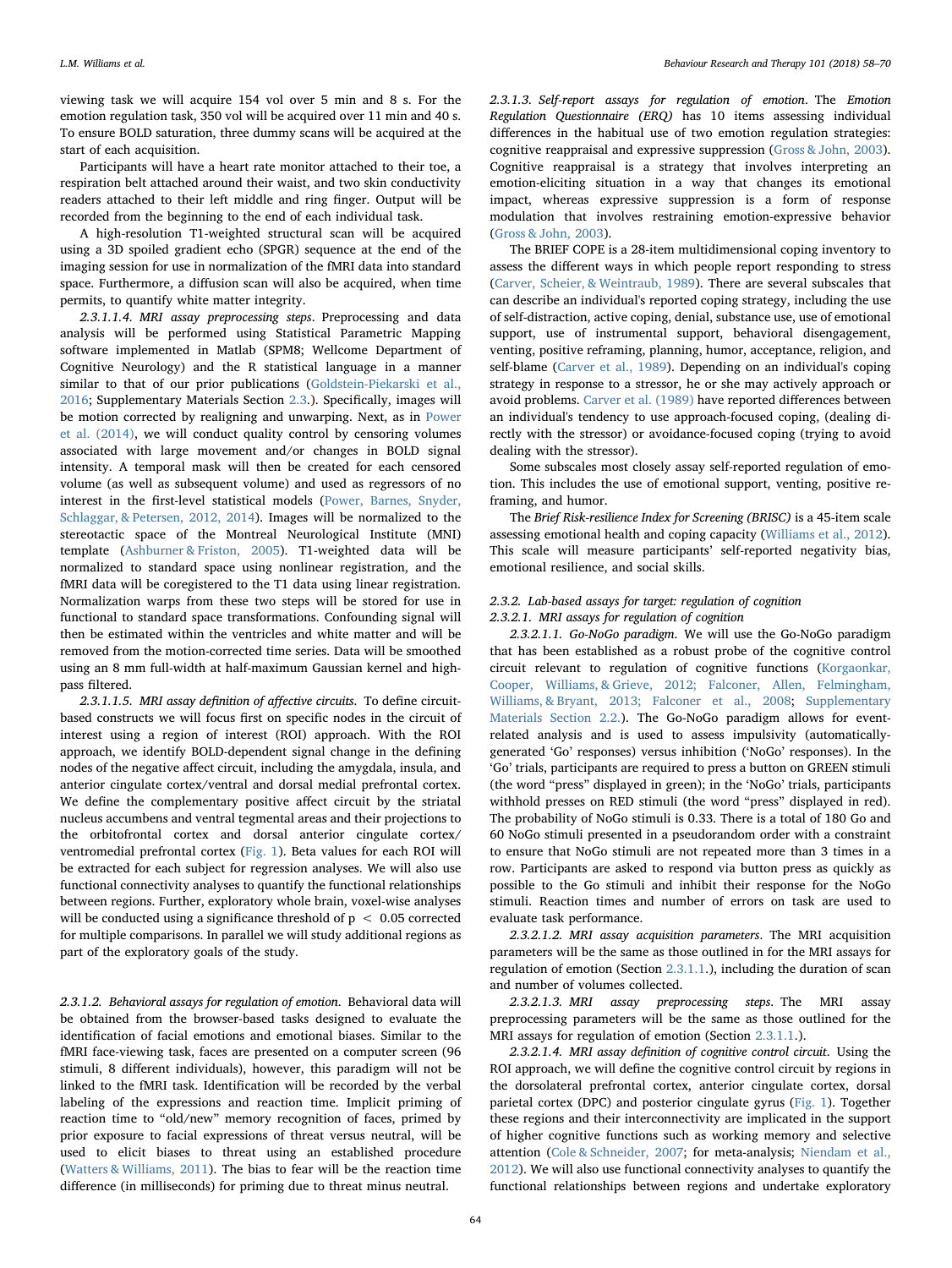viewing task we will acquire 154 vol over 5 min and 8 s. For the emotion regulation task, 350 vol will be acquired over 11 min and 40 s. To ensure BOLD saturation, three dummy scans will be acquired at the start of each acquisition.

Participants will have a heart rate monitor attached to their toe, a respiration belt attached around their waist, and two skin conductivity readers attached to their left middle and ring finger. Output will be recorded from the beginning to the end of each individual task.

A high-resolution T1-weighted structural scan will be acquired using a 3D spoiled gradient echo (SPGR) sequence at the end of the imaging session for use in normalization of the fMRI data into standard space. Furthermore, a diffusion scan will also be acquired, when time permits, to quantify white matter integrity.

*2.3.1.1.4. MRI assay preprocessing steps*. Preprocessing and data analysis will be performed using Statistical Parametric Mapping software implemented in Matlab (SPM8; Wellcome Department of Cognitive Neurology) and the R statistical language in a manner similar to that of our prior publications (Goldstein-Piekarski et al., 2016; Supplementary Materials Section 2.3.). Specifically, images will be motion corrected by realigning and unwarping. Next, as in Power et al. (2014), we will conduct quality control by censoring volumes associated with large movement and/or changes in BOLD signal intensity. A temporal mask will then be created for each censored volume (as well as subsequent volume) and used as regressors of no interest in the first-level statistical models (Power, Barnes, Snyder, Schlaggar, & Petersen, 2012, 2014). Images will be normalized to the stereotactic space of the Montreal Neurological Institute (MNI) template (Ashburner & Friston, 2005). T1-weighted data will be normalized to standard space using nonlinear registration, and the fMRI data will be coregistered to the T1 data using linear registration. Normalization warps from these two steps will be stored for use in functional to standard space transformations. Confounding signal will then be estimated within the ventricles and white matter and will be removed from the motion-corrected time series. Data will be smoothed using an 8 mm full-width at half-maximum Gaussian kernel and high-pass filtered.

*2.3.1.1.5. MRI assay definition of affective circuits*. To define circuit-based constructs we will focus first on specific nodes in the circuit of interest using a region of interest (ROI) approach. With the ROI approach, we identify BOLD-dependent signal change in the defining nodes of the negative affect circuit, including the amygdala, insula, and anterior cingulate cortex/ventral and dorsal medial prefrontal cortex. We define the complementary positive affect circuit by the striatal nucleus accumbens and ventral tegmental areas and their projections to the orbitofrontal cortex and dorsal anterior cingulate cortex/ventromedial prefrontal cortex (Fig. 1). Beta values for each ROI will be extracted for each subject for regression analyses. We will also use functional connectivity analyses to quantify the functional relationships between regions. Further, exploratory whole brain, voxel-wise analyses will be conducted using a significance threshold of $p < 0.05$ corrected for multiple comparisons. In parallel we will study additional regions as part of the exploratory goals of the study.

*2.3.1.2. Behavioral assays for regulation of emotion*. Behavioral data will be obtained from the browser-based tasks designed to evaluate the identification of facial emotions and emotional biases. Similar to the fMRI face-viewing task, faces are presented on a computer screen (96 stimuli, 8 different individuals), however, this paradigm will not be linked to the fMRI task. Identification will be recorded by the verbal labeling of the expressions and reaction time. Implicit priming of reaction time to "old/new" memory recognition of faces, primed by prior exposure to facial expressions of threat versus neutral, will be used to elicit biases to threat using an established procedure (Watters & Williams, 2011). The bias to fear will be the reaction time difference (in milliseconds) for priming due to threat minus neutral.

*2.3.1.3. Self-report assays for regulation of emotion*. The *Emotion Regulation Questionnaire (ERQ)* has 10 items assessing individual differences in the habitual use of two emotion regulation strategies: cognitive reappraisal and expressive suppression (Gross & John, 2003). Cognitive reappraisal is a strategy that involves interpreting an emotion-eliciting situation in a way that changes its emotional impact, whereas expressive suppression is a form of response modulation that involves restraining emotion-expressive behavior (Gross & John, 2003).

The BRIEF COPE is a 28-item multidimensional coping inventory to assess the different ways in which people report responding to stress (Carver, Scheier, & Weintraub, 1989). There are several subscales that can describe an individual's reported coping strategy, including the use of self-distraction, active coping, denial, substance use, use of emotional support, use of instrumental support, behavioral disengagement, venting, positive reframing, planning, humor, acceptance, religion, and self-blame (Carver et al., 1989). Depending on an individual's coping strategy in response to a stressor, he or she may actively approach or avoid problems. Carver et al. (1989) have reported differences between an individual's tendency to use approach-focused coping, (dealing directly with the stressor) or avoidance-focused coping (trying to avoid dealing with the stressor).

Some subscales most closely assay self-reported regulation of emotion. This includes the use of emotional support, venting, positive reframing, and humor.

The *Brief Risk-resilience Index for Screening (BRISC)* is a 45-item scale assessing emotional health and coping capacity (Williams et al., 2012). This scale will measure participants' self-reported negativity bias, emotional resilience, and social skills.

#### 2.3.2. Lab-based assays for target: regulation of cognition

##### 2.3.2.1. MRI assays for regulation of cognition

*2.3.2.1.1. Go-NoGo paradigm*. We will use the Go-NoGo paradigm that has been established as a robust probe of the cognitive control circuit relevant to regulation of cognitive functions (Korgaonkar, Cooper, Williams, & Grieve, 2012; Falconer, Allen, Felmingham, Williams, & Bryant, 2013; Falconer et al., 2008; Supplementary Materials Section 2.2.). The Go-NoGo paradigm allows for event-related analysis and is used to assess impulsivity (automatically-generated 'Go' responses) versus inhibition ('NoGo' responses). In the 'Go' trials, participants are required to press a button on GREEN stimuli (the word "press" displayed in green); in the 'NoGo' trials, participants withhold presses on RED stimuli (the word "press" displayed in red). The probability of NoGo stimuli is 0.33. There is a total of 180 Go and 60 NoGo stimuli presented in a pseudorandom order with a constraint to ensure that NoGo stimuli are not repeated more than 3 times in a row. Participants are asked to respond via button press as quickly as possible to the Go stimuli and inhibit their response for the NoGo stimuli. Reaction times and number of errors on task are used to evaluate task performance.

*2.3.2.1.2. MRI assay acquisition parameters*. The MRI acquisition parameters will be the same as those outlined in for the MRI assays for regulation of emotion (Section 2.3.1.1.), including the duration of scan and number of volumes collected.

*2.3.2.1.3. MRI assay preprocessing steps*. The MRI assay preprocessing parameters will be the same as those outlined for the MRI assays for regulation of emotion (Section 2.3.1.1.).

*2.3.2.1.4. MRI assay definition of cognitive control circuit*. Using the ROI approach, we will define the cognitive control circuit by regions in the dorsolateral prefrontal cortex, anterior cingulate cortex, dorsal parietal cortex (DPC) and posterior cingulate gyrus (Fig. 1). Together these regions and their interconnectivity are implicated in the support of higher cognitive functions such as working memory and selective attention (Cole & Schneider, 2007; for meta-analysis; Niendam et al., 2012). We will also use functional connectivity analyses to quantify the functional relationships between regions and undertake exploratory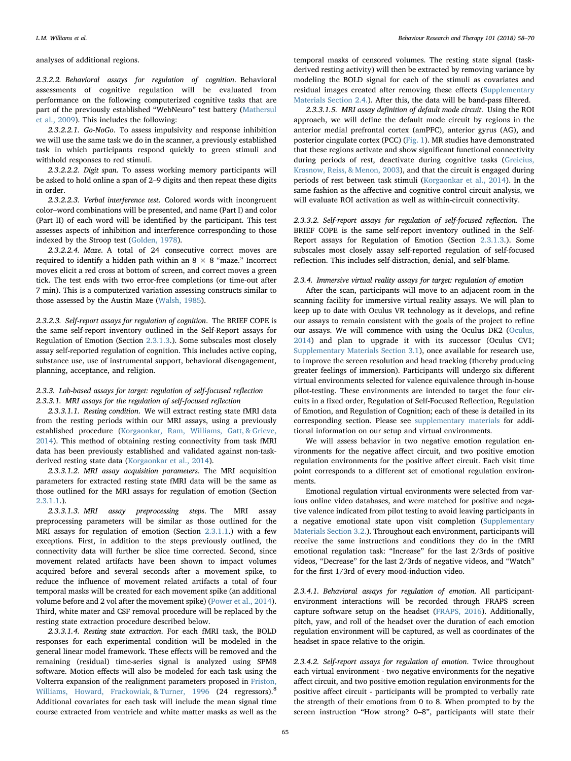analyses of additional regions.

*2.3.2.2. Behavioral assays for regulation of cognition.* Behavioral assessments of cognitive regulation will be evaluated from performance on the following computerized cognitive tasks that are part of the previously established "WebNeuro" test battery (Mathersul et al., 2009). This includes the following:

*2.3.2.2.1. Go-NoGo.* To assess impulsivity and response inhibition we will use the same task we do in the scanner, a previously established task in which participants respond quickly to green stimuli and withhold responses to red stimuli.

*2.3.2.2.2. Digit span.* To assess working memory participants will be asked to hold online a span of 2–9 digits and then repeat these digits in order.

*2.3.2.2.3. Verbal interference test.* Colored words with incongruent color–word combinations will be presented, and name (Part I) and color (Part II) of each word will be identified by the participant. This test assesses aspects of inhibition and interference corresponding to those indexed by the Stroop test (Golden, 1978).

*2.3.2.2.4. Maze.* A total of 24 consecutive correct moves are required to identify a hidden path within an 8 × 8 "maze." Incorrect moves elicit a red cross at bottom of screen, and correct moves a green tick. The test ends with two error-free completions (or time-out after 7 min). This is a computerized variation assessing constructs similar to those assessed by the Austin Maze (Walsh, 1985).

*2.3.2.3. Self-report assays for regulation of cognition.* The BRIEF COPE is the same self-report inventory outlined in the Self-Report assays for Regulation of Emotion (Section 2.3.1.3.). Some subscales most closely assay self-reported regulation of cognition. This includes active coping, substance use, use of instrumental support, behavioral disengagement, planning, acceptance, and religion.

### *2.3.3. Lab-based assays for target: regulation of self-focused reflection*

#### *2.3.3.1. MRI assays for the regulation of self-focused reflection*

*2.3.3.1.1. Resting condition.* We will extract resting state fMRI data from the resting periods within our MRI assays, using a previously established procedure (Korgaonkar, Ram, Williams, Gatt, & Grieve, 2014). This method of obtaining resting connectivity from task fMRI data has been previously established and validated against non-task-derived resting state data (Korgaonkar et al., 2014).

*2.3.3.1.2. MRI assay acquisition parameters.* The MRI acquisition parameters for extracted resting state fMRI data will be the same as those outlined for the MRI assays for regulation of emotion (Section 2.3.1.1.).

*2.3.3.1.3. MRI assay preprocessing steps.* The MRI assay preprocessing parameters will be similar as those outlined for the MRI assays for regulation of emotion (Section 2.3.1.1.) with a few exceptions. First, in addition to the steps previously outlined, the connectivity data will further be slice time corrected. Second, since movement related artifacts have been shown to impact volumes acquired before and several seconds after a movement spike, to reduce the influence of movement related artifacts a total of four temporal masks will be created for each movement spike (an additional volume before and 2 vol after the movement spike) (Power et al., 2014). Third, white mater and CSF removal procedure will be replaced by the resting state extraction procedure described below.

*2.3.3.1.4. Resting state extraction.* For each fMRI task, the BOLD responses for each experimental condition will be modeled in the general linear model framework. These effects will be removed and the remaining (residual) time-series signal is analyzed using SPM8 software. Motion effects will also be modeled for each task using the Volterra expansion of the realignment parameters proposed in Friston, Williams, Howard, Frackowiak, & Turner, 1996 (24 regressors).[8] Additional covariates for each task will include the mean signal time course extracted from ventricle and white matter masks as well as the temporal masks of censored volumes. The resting state signal (task-derived resting activity) will then be extracted by removing variance by modeling the BOLD signal for each of the stimuli as covariates and residual images created after removing these effects (Supplementary Materials Section 2.4.). After this, the data will be band-pass filtered.

*2.3.3.1.5. MRI assay definition of default mode circuit.* Using the ROI approach, we will define the default mode circuit by regions in the anterior medial prefrontal cortex (amPFC), anterior gyrus (AG), and posterior cingulate cortex (PCC) (Fig. 1). MR studies have demonstrated that these regions activate and show significant functional connectivity during periods of rest, deactivate during cognitive tasks (Greicius, Krasnow, Reiss, & Menon, 2003), and that the circuit is engaged during periods of rest between task stimuli (Korgaonkar et al., 2014). In the same fashion as the affective and cognitive control circuit analysis, we will evaluate ROI activation as well as within-circuit connectivity.

*2.3.3.2. Self-report assays for regulation of self-focused reflection.* The BRIEF COPE is the same self-report inventory outlined in the Self-Report assays for Regulation of Emotion (Section 2.3.1.3.). Some subscales most closely assay self-reported regulation of self-focused reflection. This includes self-distraction, denial, and self-blame.

### *2.3.4. Immersive virtual reality assays for target: regulation of emotion*

After the scan, participants will move to an adjacent room in the scanning facility for immersive virtual reality assays. We will plan to keep up to date with Oculus VR technology as it develops, and refine our assays to remain consistent with the goals of the project to refine our assays. We will commence with using the Oculus DK2 (Oculus, 2014) and plan to upgrade it with its successor (Oculus CV1; Supplementary Materials Section 3.1), once available for research use, to improve the screen resolution and head tracking (thereby producing greater feelings of immersion). Participants will undergo six different virtual environments selected for valence equivalence through in-house pilot-testing. These environments are intended to target the four circuits in a fixed order, Regulation of Self-Focused Reflection, Regulation of Emotion, and Regulation of Cognition; each of these is detailed in its corresponding section. Please see supplementary materials for additional information on our setup and virtual environments.

We will assess behavior in two negative emotion regulation environments for the negative affect circuit, and two positive emotion regulation environments for the positive affect circuit. Each visit time point corresponds to a different set of emotional regulation environments.

Emotional regulation virtual environments were selected from various online video databases, and were matched for positive and negative valence indicated from pilot testing to avoid leaving participants in a negative emotional state upon visit completion (Supplementary Materials Section 3.2.). Throughout each environment, participants will receive the same instructions and conditions they do in the fMRI emotional regulation task: "Increase" for the last 2/3rds of positive videos, "Decrease" for the last 2/3rds of negative videos, and "Watch" for the first 1/3rd of every mood-induction video.

*2.3.4.1. Behavioral assays for regulation of emotion.* All participant-environment interactions will be recorded through FRAPS screen capture software setup on the headset (FRAPS, 2016). Additionally, pitch, yaw, and roll of the headset over the duration of each emotion regulation environment will be captured, as well as coordinates of the headset in space relative to the origin.

*2.3.4.2. Self-report assays for regulation of emotion.* Twice throughout each virtual environment - two negative environments for the negative affect circuit, and two positive emotion regulation environments for the positive affect circuit - participants will be prompted to verbally rate the strength of their emotions from 0 to 8. When prompted to by the screen instruction "How strong? 0–8", participants will state their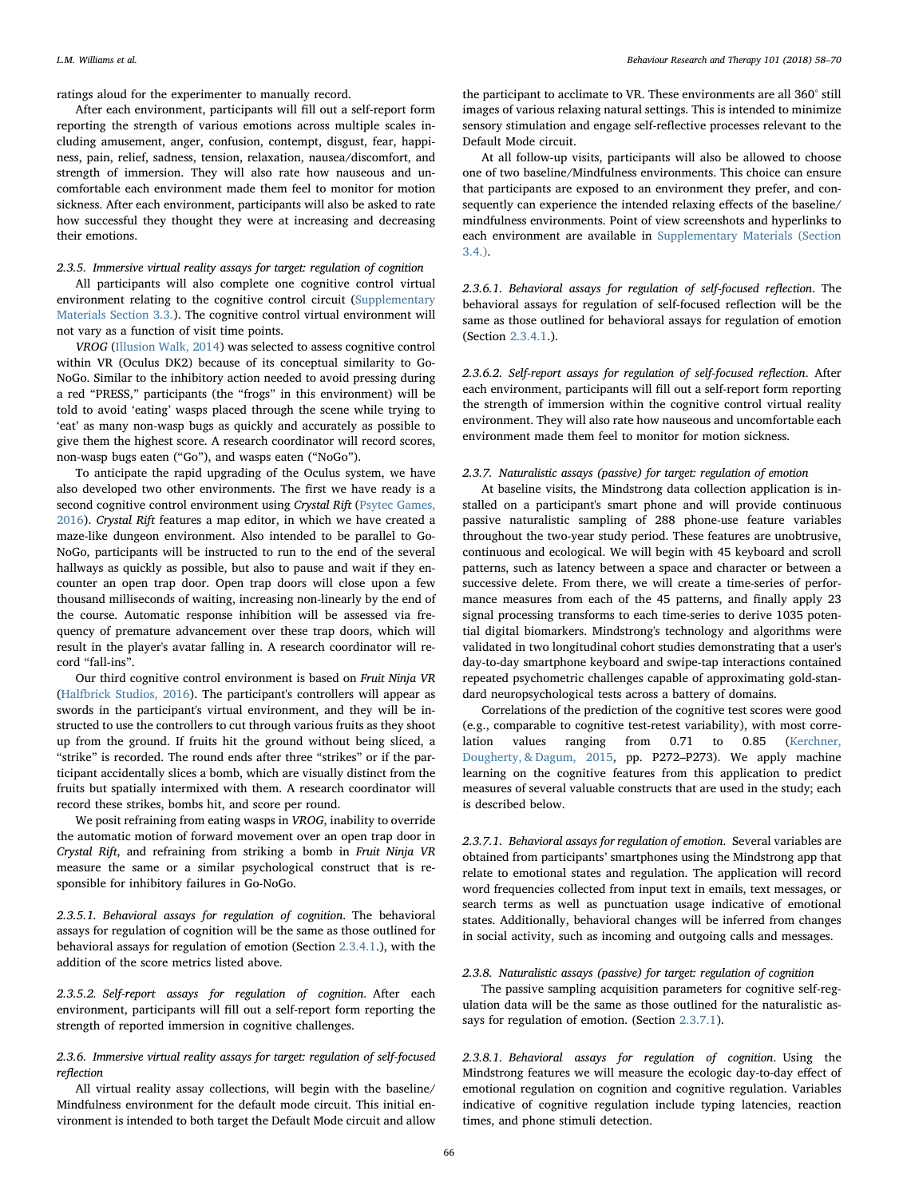ratings aloud for the experimenter to manually record.

After each environment, participants will fill out a self-report form reporting the strength of various emotions across multiple scales including amusement, anger, confusion, contempt, disgust, fear, happiness, pain, relief, sadness, tension, relaxation, nausea/discomfort, and strength of immersion. They will also rate how nauseous and uncomfortable each environment made them feel to monitor for motion sickness. After each environment, participants will also be asked to rate how successful they thought they were at increasing and decreasing their emotions.

#### 2.3.5. Immersive virtual reality assays for target: regulation of cognition

All participants will also complete one cognitive control virtual environment relating to the cognitive control circuit (Supplementary Materials Section 3.3.). The cognitive control virtual environment will not vary as a function of visit time points.

*VROG* (Illusion Walk, 2014) was selected to assess cognitive control within VR (Oculus DK2) because of its conceptual similarity to Go-NoGo. Similar to the inhibitory action needed to avoid pressing during a red "PRESS," participants (the "frogs" in this environment) will be told to avoid 'eating' wasps placed through the scene while trying to 'eat' as many non-wasp bugs as quickly and accurately as possible to give them the highest score. A research coordinator will record scores, non-wasp bugs eaten ("Go"), and wasps eaten ("NoGo").

To anticipate the rapid upgrading of the Oculus system, we have also developed two other environments. The first we have ready is a second cognitive control environment using *Crystal Rift* (Psytec Games, 2016). *Crystal Rift* features a map editor, in which we have created a maze-like dungeon environment. Also intended to be parallel to Go-NoGo, participants will be instructed to run to the end of the several hallways as quickly as possible, but also to pause and wait if they encounter an open trap door. Open trap doors will close upon a few thousand milliseconds of waiting, increasing non-linearly by the end of the course. Automatic response inhibition will be assessed via frequency of premature advancement over these trap doors, which will result in the player's avatar falling in. A research coordinator will record "fall-ins".

Our third cognitive control environment is based on *Fruit Ninja VR* (Halfbrick Studios, 2016). The participant's controllers will appear as swords in the participant's virtual environment, and they will be instructed to use the controllers to cut through various fruits as they shoot up from the ground. If fruits hit the ground without being sliced, a "strike" is recorded. The round ends after three "strikes" or if the participant accidentally slices a bomb, which are visually distinct from the fruits but spatially intermixed with them. A research coordinator will record these strikes, bombs hit, and score per round.

We posit refraining from eating wasps in *VROG*, inability to override the automatic motion of forward movement over an open trap door in *Crystal Rift*, and refraining from striking a bomb in *Fruit Ninja VR* measure the same or a similar psychological construct that is responsible for inhibitory failures in Go-NoGo.

##### 2.3.5.1. Behavioral assays for regulation of cognition.

The behavioral assays for regulation of cognition will be the same as those outlined for behavioral assays for regulation of emotion (Section 2.3.4.1.), with the addition of the score metrics listed above.

##### 2.3.5.2. Self-report assays for regulation of cognition.

After each environment, participants will fill out a self-report form reporting the strength of reported immersion in cognitive challenges.

#### 2.3.6. Immersive virtual reality assays for target: regulation of self-focused reflection

All virtual reality assay collections, will begin with the baseline/Mindfulness environment for the default mode circuit. This initial environment is intended to both target the Default Mode circuit and allow the participant to acclimate to VR. These environments are all 360° still images of various relaxing natural settings. This is intended to minimize sensory stimulation and engage self-reflective processes relevant to the Default Mode circuit.

At all follow-up visits, participants will also be allowed to choose one of two baseline/Mindfulness environments. This choice can ensure that participants are exposed to an environment they prefer, and consequently can experience the intended relaxing effects of the baseline/mindfulness environments. Point of view screenshots and hyperlinks to each environment are available in Supplementary Materials (Section 3.4.).

##### 2.3.6.1. Behavioral assays for regulation of self-focused reflection.

The behavioral assays for regulation of self-focused reflection will be the same as those outlined for behavioral assays for regulation of emotion (Section 2.3.4.1.).

##### 2.3.6.2. Self-report assays for regulation of self-focused reflection.

After each environment, participants will fill out a self-report form reporting the strength of immersion within the cognitive control virtual reality environment. They will also rate how nauseous and uncomfortable each environment made them feel to monitor for motion sickness.

#### 2.3.7. Naturalistic assays (passive) for target: regulation of emotion

At baseline visits, the Mindstrong data collection application is installed on a participant's smart phone and will provide continuous passive naturalistic sampling of 288 phone-use feature variables throughout the two-year study period. These features are unobtrusive, continuous and ecological. We will begin with 45 keyboard and scroll patterns, such as latency between a space and character or between a successive delete. From there, we will create a time-series of performance measures from each of the 45 patterns, and finally apply 23 signal processing transforms to each time-series to derive 1035 potential digital biomarkers. Mindstrong's technology and algorithms were validated in two longitudinal cohort studies demonstrating that a user's day-to-day smartphone keyboard and swipe-tap interactions contained repeated psychometric challenges capable of approximating gold-standard neuropsychological tests across a battery of domains.

Correlations of the prediction of the cognitive test scores were good (e.g., comparable to cognitive test-retest variability), with most correlation values ranging from 0.71 to 0.85 (Kerchner, Dougherty, & Dagum, 2015, pp. P272–P273). We apply machine learning on the cognitive features from this application to predict measures of several valuable constructs that are used in the study; each is described below.

##### 2.3.7.1. Behavioral assays for regulation of emotion.

Several variables are obtained from participants' smartphones using the Mindstrong app that relate to emotional states and regulation. The application will record word frequencies collected from input text in emails, text messages, or search terms as well as punctuation usage indicative of emotional states. Additionally, behavioral changes will be inferred from changes in social activity, such as incoming and outgoing calls and messages.

#### 2.3.8. Naturalistic assays (passive) for target: regulation of cognition

The passive sampling acquisition parameters for cognitive self-regulation data will be the same as those outlined for the naturalistic assays for regulation of emotion. (Section 2.3.7.1).

##### 2.3.8.1. Behavioral assays for regulation of cognition.

Using the Mindstrong features we will measure the ecologic day-to-day effect of emotional regulation on cognition and cognitive regulation. Variables indicative of cognitive regulation include typing latencies, reaction times, and phone stimuli detection.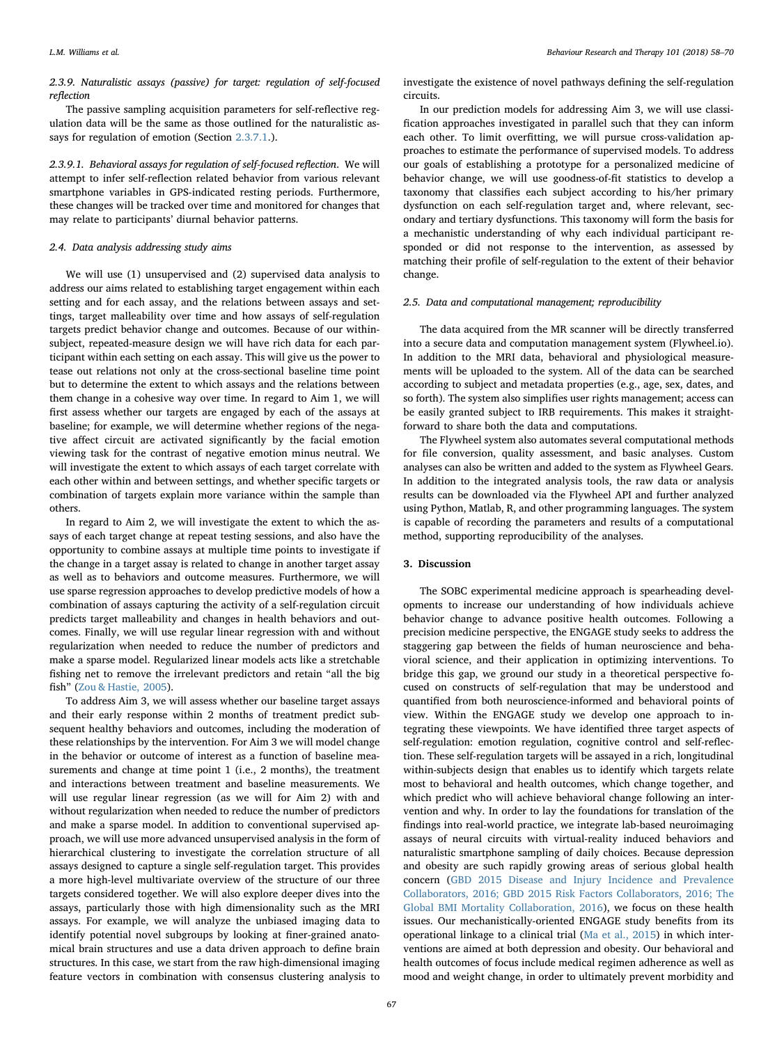#### 2.3.9. Naturalistic assays (passive) for target: regulation of self-focused reflection

The passive sampling acquisition parameters for self-reflective regulation data will be the same as those outlined for the naturalistic assays for regulation of emotion (Section 2.3.7.1.).

*2.3.9.1. Behavioral assays for regulation of self-focused reflection.* We will attempt to infer self-reflection related behavior from various relevant smartphone variables in GPS-indicated resting periods. Furthermore, these changes will be tracked over time and monitored for changes that may relate to participants' diurnal behavior patterns.

### 2.4. Data analysis addressing study aims

We will use (1) unsupervised and (2) supervised data analysis to address our aims related to establishing target engagement within each setting and for each assay, and the relations between assays and settings, target malleability over time and how assays of self-regulation targets predict behavior change and outcomes. Because of our within-subject, repeated-measure design we will have rich data for each participant within each setting on each assay. This will give us the power to tease out relations not only at the cross-sectional baseline time point but to determine the extent to which assays and the relations between them change in a cohesive way over time. In regard to Aim 1, we will first assess whether our targets are engaged by each of the assays at baseline; for example, we will determine whether regions of the negative affect circuit are activated significantly by the facial emotion viewing task for the contrast of negative emotion minus neutral. We will investigate the extent to which assays of each target correlate with each other within and between settings, and whether specific targets or combination of targets explain more variance within the sample than others.

In regard to Aim 2, we will investigate the extent to which the assays of each target change at repeat testing sessions, and also have the opportunity to combine assays at multiple time points to investigate if the change in a target assay is related to change in another target assay as well as to behaviors and outcome measures. Furthermore, we will use sparse regression approaches to develop predictive models of how a combination of assays capturing the activity of a self-regulation circuit predicts target malleability and changes in health behaviors and outcomes. Finally, we will use regular linear regression with and without regularization when needed to reduce the number of predictors and make a sparse model. Regularized linear models acts like a stretchable fishing net to remove the irrelevant predictors and retain "all the big fish" (Zou & Hastie, 2005).

To address Aim 3, we will assess whether our baseline target assays and their early response within 2 months of treatment predict subsequent healthy behaviors and outcomes, including the moderation of these relationships by the intervention. For Aim 3 we will model change in the behavior or outcome of interest as a function of baseline measurements and change at time point 1 (i.e., 2 months), the treatment and interactions between treatment and baseline measurements. We will use regular linear regression (as we will for Aim 2) with and without regularization when needed to reduce the number of predictors and make a sparse model. In addition to conventional supervised approach, we will use more advanced unsupervised analysis in the form of hierarchical clustering to investigate the correlation structure of all assays designed to capture a single self-regulation target. This provides a more high-level multivariate overview of the structure of our three targets considered together. We will also explore deeper dives into the assays, particularly those with high dimensionality such as the MRI assays. For example, we will analyze the unbiased imaging data to identify potential novel subgroups by looking at finer-grained anatomical brain structures and use a data driven approach to define brain structures. In this case, we start from the raw high-dimensional imaging feature vectors in combination with consensus clustering analysis to investigate the existence of novel pathways defining the self-regulation circuits.

In our prediction models for addressing Aim 3, we will use classification approaches investigated in parallel such that they can inform each other. To limit overfitting, we will pursue cross-validation approaches to estimate the performance of supervised models. To address our goals of establishing a prototype for a personalized medicine of behavior change, we will use goodness-of-fit statistics to develop a taxonomy that classifies each subject according to his/her primary dysfunction on each self-regulation target and, where relevant, secondary and tertiary dysfunctions. This taxonomy will form the basis for a mechanistic understanding of why each individual participant responded or did not response to the intervention, as assessed by matching their profile of self-regulation to the extent of their behavior change.

### 2.5. Data and computational management; reproducibility

The data acquired from the MR scanner will be directly transferred into a secure data and computation management system (Flywheel.io). In addition to the MRI data, behavioral and physiological measurements will be uploaded to the system. All of the data can be searched according to subject and metadata properties (e.g., age, sex, dates, and so forth). The system also simplifies user rights management; access can be easily granted subject to IRB requirements. This makes it straightforward to share both the data and computations.

The Flywheel system also automates several computational methods for file conversion, quality assessment, and basic analyses. Custom analyses can also be written and added to the system as Flywheel Gears. In addition to the integrated analysis tools, the raw data or analysis results can be downloaded via the Flywheel API and further analyzed using Python, Matlab, R, and other programming languages. The system is capable of recording the parameters and results of a computational method, supporting reproducibility of the analyses.

## 3. Discussion

The SOBC experimental medicine approach is spearheading developments to increase our understanding of how individuals achieve behavior change to advance positive health outcomes. Following a precision medicine perspective, the ENGAGE study seeks to address the staggering gap between the fields of human neuroscience and behavioral science, and their application in optimizing interventions. To bridge this gap, we ground our study in a theoretical perspective focused on constructs of self-regulation that may be understood and quantified from both neuroscience-informed and behavioral points of view. Within the ENGAGE study we develop one approach to integrating these viewpoints. We have identified three target aspects of self-regulation: emotion regulation, cognitive control and self-reflection. These self-regulation targets will be assayed in a rich, longitudinal within-subjects design that enables us to identify which targets relate most to behavioral and health outcomes, which change together, and which predict who will achieve behavioral change following an intervention and why. In order to lay the foundations for translation of the findings into real-world practice, we integrate lab-based neuroimaging assays of neural circuits with virtual-reality induced behaviors and naturalistic smartphone sampling of daily choices. Because depression and obesity are such rapidly growing areas of serious global health concern (GBD 2015 Disease and Injury Incidence and Prevalence Collaborators, 2016; GBD 2015 Risk Factors Collaborators, 2016; The Global BMI Mortality Collaboration, 2016), we focus on these health issues. Our mechanistically-oriented ENGAGE study benefits from its operational linkage to a clinical trial (Ma et al., 2015) in which interventions are aimed at both depression and obesity. Our behavioral and health outcomes of focus include medical regimen adherence as well as mood and weight change, in order to ultimately prevent morbidity and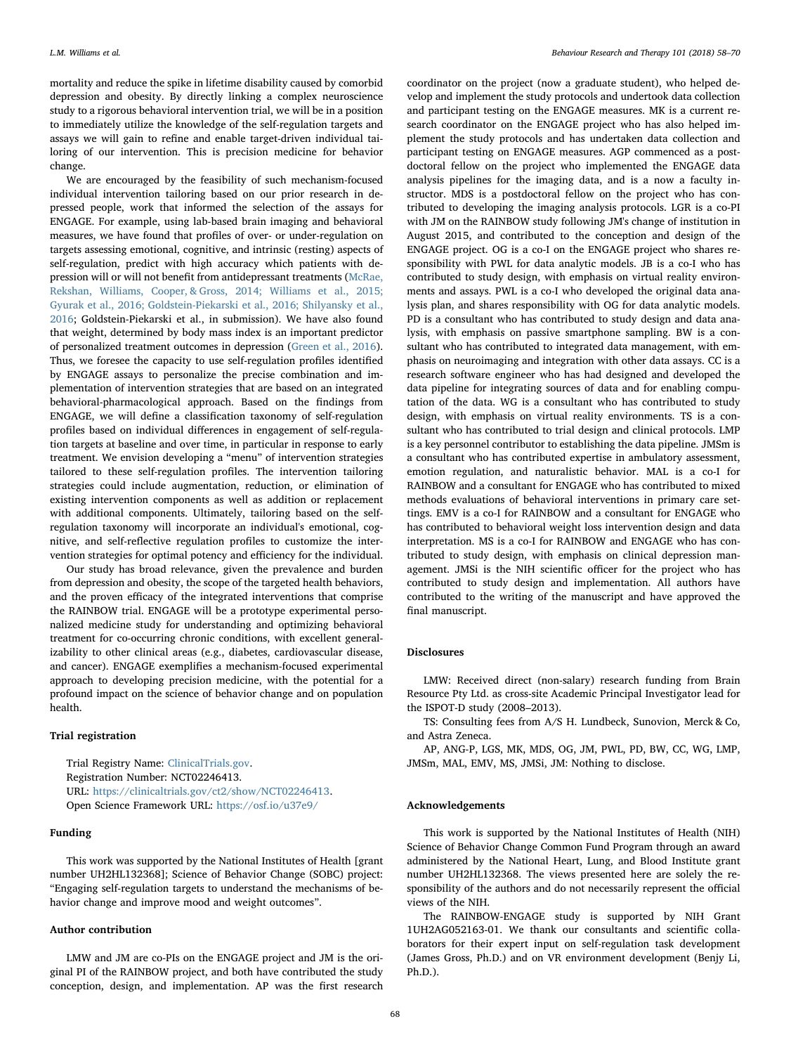mortality and reduce the spike in lifetime disability caused by comorbid depression and obesity. By directly linking a complex neuroscience study to a rigorous behavioral intervention trial, we will be in a position to immediately utilize the knowledge of the self-regulation targets and assays we will gain to refine and enable target-driven individual tailoring of our intervention. This is precision medicine for behavior change.

We are encouraged by the feasibility of such mechanism-focused individual intervention tailoring based on our prior research in depressed people, work that informed the selection of the assays for ENGAGE. For example, using lab-based brain imaging and behavioral measures, we have found that profiles of over- or under-regulation on targets assessing emotional, cognitive, and intrinsic (resting) aspects of self-regulation, predict with high accuracy which patients with depression will or will not benefit from antidepressant treatments (McRae, Rekshan, Williams, Cooper, & Gross, 2014; Williams et al., 2015; Gyurak et al., 2016; Goldstein-Piekarski et al., 2016; Shilyansky et al., 2016; Goldstein-Piekarski et al., in submission). We have also found that weight, determined by body mass index is an important predictor of personalized treatment outcomes in depression (Green et al., 2016). Thus, we foresee the capacity to use self-regulation profiles identified by ENGAGE assays to personalize the precise combination and implementation of intervention strategies that are based on an integrated behavioral-pharmacological approach. Based on the findings from ENGAGE, we will define a classification taxonomy of self-regulation profiles based on individual differences in engagement of self-regulation targets at baseline and over time, in particular in response to early treatment. We envision developing a "menu" of intervention strategies tailored to these self-regulation profiles. The intervention tailoring strategies could include augmentation, reduction, or elimination of existing intervention components as well as addition or replacement with additional components. Ultimately, tailoring based on the self-regulation taxonomy will incorporate an individual's emotional, cognitive, and self-reflective regulation profiles to customize the intervention strategies for optimal potency and efficiency for the individual.

Our study has broad relevance, given the prevalence and burden from depression and obesity, the scope of the targeted health behaviors, and the proven efficacy of the integrated interventions that comprise the RAINBOW trial. ENGAGE will be a prototype experimental personalized medicine study for understanding and optimizing behavioral treatment for co-occurring chronic conditions, with excellent generalizability to other clinical areas (e.g., diabetes, cardiovascular disease, and cancer). ENGAGE exemplifies a mechanism-focused experimental approach to developing precision medicine, with the potential for a profound impact on the science of behavior change and on population health.

## Trial registration

Trial Registry Name: ClinicalTrials.gov.
Registration Number: NCT02246413.
URL: https://clinicaltrials.gov/ct2/show/NCT02246413.
Open Science Framework URL: https://osf.io/u37e9/

## Funding

This work was supported by the National Institutes of Health [grant number UH2HL132368]; Science of Behavior Change (SOBC) project: "Engaging self-regulation targets to understand the mechanisms of behavior change and improve mood and weight outcomes".

## Author contribution

LMW and JM are co-PIs on the ENGAGE project and JM is the original PI of the RAINBOW project, and both have contributed the study conception, design, and implementation. AP was the first research coordinator on the project (now a graduate student), who helped develop and implement the study protocols and undertook data collection and participant testing on the ENGAGE measures. MK is a current research coordinator on the ENGAGE project who has also helped implement the study protocols and has undertaken data collection and participant testing on ENGAGE measures. AGP commenced as a postdoctoral fellow on the project who implemented the ENGAGE data analysis pipelines for the imaging data, and is a now a faculty instructor. MDS is a postdoctoral fellow on the project who has contributed to developing the imaging analysis protocols. LGR is a co-PI with JM on the RAINBOW study following JM's change of institution in August 2015, and contributed to the conception and design of the ENGAGE project. OG is a co-I on the ENGAGE project who shares responsibility with PWL for data analytic models. JB is a co-I who has contributed to study design, with emphasis on virtual reality environments and assays. PWL is a co-I who developed the original data analysis plan, and shares responsibility with OG for data analytic models. PD is a consultant who has contributed to study design and data analysis, with emphasis on passive smartphone sampling. BW is a consultant who has contributed to integrated data management, with emphasis on neuroimaging and integration with other data assays. CC is a research software engineer who has had designed and developed the data pipeline for integrating sources of data and for enabling computation of the data. WG is a consultant who has contributed to study design, with emphasis on virtual reality environments. TS is a consultant who has contributed to trial design and clinical protocols. LMP is a key personnel contributor to establishing the data pipeline. JMSm is a consultant who has contributed expertise in ambulatory assessment, emotion regulation, and naturalistic behavior. MAL is a co-I for RAINBOW and a consultant for ENGAGE who has contributed to mixed methods evaluations of behavioral interventions in primary care settings. EMV is a co-I for RAINBOW and a consultant for ENGAGE who has contributed to behavioral weight loss intervention design and data interpretation. MS is a co-I for RAINBOW and ENGAGE who has contributed to study design, with emphasis on clinical depression management. JMSi is the NIH scientific officer for the project who has contributed to study design and implementation. All authors have contributed to the writing of the manuscript and have approved the final manuscript.

## Disclosures

LMW: Received direct (non-salary) research funding from Brain Resource Pty Ltd. as cross-site Academic Principal Investigator lead for the ISPOT-D study (2008–2013).

TS: Consulting fees from A/S H. Lundbeck, Sunovion, Merck & Co, and Astra Zeneca.

AP, ANG-P, LGS, MK, MDS, OG, JM, PWL, PD, BW, CC, WG, LMP, JMSm, MAL, EMV, MS, JMSi, JM: Nothing to disclose.

## Acknowledgements

This work is supported by the National Institutes of Health (NIH) Science of Behavior Change Common Fund Program through an award administered by the National Heart, Lung, and Blood Institute grant number UH2HL132368. The views presented here are solely the responsibility of the authors and do not necessarily represent the official views of the NIH.

The RAINBOW-ENGAGE study is supported by NIH Grant 1UH2AG052163-01. We thank our consultants and scientific collaborators for their expert input on self-regulation task development (James Gross, Ph.D.) and on VR environment development (Benjy Li, Ph.D.).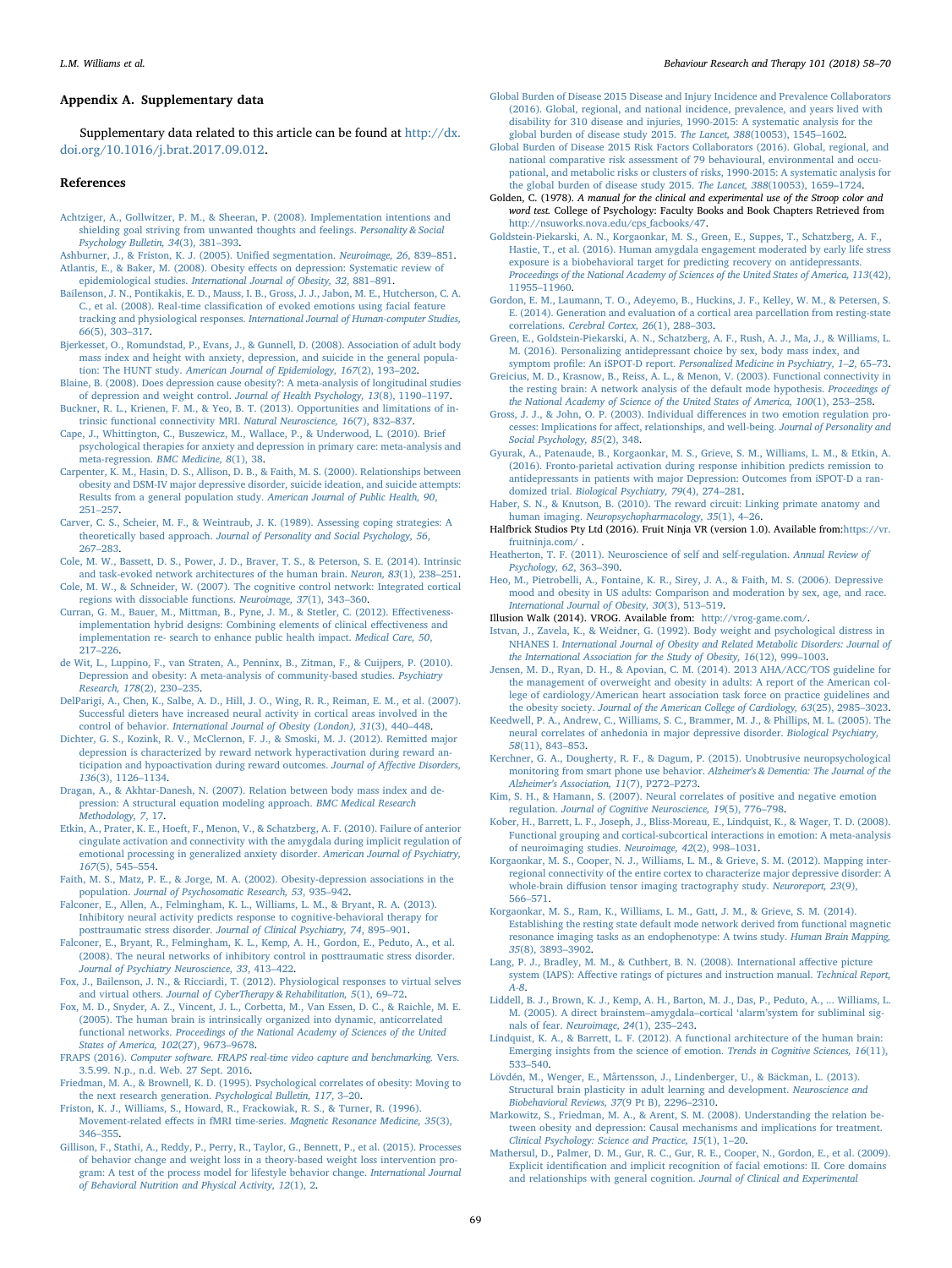## Appendix A. Supplementary data

Supplementary data related to this article can be found at http://dx.doi.org/10.1016/j.brat.2017.09.012.

## References

Achtziger, A., Gollwitzer, P. M., & Sheeran, P. (2008). Implementation intentions and shielding goal striving from unwanted thoughts and feelings. *Personality & Social Psychology Bulletin, 34*(3), 381–393.

Ashburner, J., & Friston, K. J. (2005). Unified segmentation. *Neuroimage, 26*, 839–851.

Atlantis, E., & Baker, M. (2008). Obesity effects on depression: Systematic review of epidemiological studies. *International Journal of Obesity, 32*, 881–891.

Bailenson, J. N., Pontikakis, E. D., Mauss, I. B., Gross, J. J., Jabon, M. E., Hutcherson, C. A. C., et al. (2008). Real-time classification of evoked emotions using facial feature tracking and physiological responses. *International Journal of Human-computer Studies, 66*(5), 303–317.

Bjerkeset, O., Romundstad, P., Evans, J., & Gunnell, D. (2008). Association of adult body mass index and height with anxiety, depression, and suicide in the general population: The HUNT study. *American Journal of Epidemiology, 167*(2), 193–202.

Blaine, B. (2008). Does depression cause obesity?: A meta-analysis of longitudinal studies of depression and weight control. *Journal of Health Psychology, 13*(8), 1190–1197.

Buckner, R. L., Krienen, F. M., & Yeo, B. T. (2013). Opportunities and limitations of intrinsic functional connectivity MRI. *Natural Neuroscience, 16*(7), 832–837.

Cape, J., Whittington, C., Buszewicz, M., Wallace, P., & Underwood, L. (2010). Brief psychological therapies for anxiety and depression in primary care: meta-analysis and meta-regression. *BMC Medicine, 8*(1), 38.

Carpenter, K. M., Hasin, D. S., Allison, D. B., & Faith, M. S. (2000). Relationships between obesity and DSM-IV major depressive disorder, suicide ideation, and suicide attempts: Results from a general population study. *American Journal of Public Health, 90*, 251–257.

Carver, C. S., Scheier, M. F., & Weintraub, J. K. (1989). Assessing coping strategies: A theoretically based approach. *Journal of Personality and Social Psychology, 56*, 267–283.

Cole, M. W., Bassett, D. S., Power, J. D., Braver, T. S., & Peterson, S. E. (2014). Intrinsic and task-evoked network architectures of the human brain. *Neuron, 83*(1), 238–251.

Cole, M. W., & Schneider, W. (2007). The cognitive control network: Integrated cortical regions with dissociable functions. *Neuroimage, 37*(1), 343–360.

Curran, G. M., Bauer, M., Mittman, B., Pyne, J. M., & Stetler, C. (2012). Effectiveness-implementation hybrid designs: Combining elements of clinical effectiveness and implementation re- search to enhance public health impact. *Medical Care, 50*, 217–226.

de Wit, L., Luppino, F., van Straten, A., Penninx, B., Zitman, F., & Cuijpers, P. (2010). Depression and obesity: A meta-analysis of community-based studies. *Psychiatry Research, 178*(2), 230–235.

DelParigi, A., Chen, K., Salbe, A. D., Hill, J. O., Wing, R. R., Reiman, E. M., et al. (2007). Successful dieters have increased neural activity in cortical areas involved in the control of behavior. *International Journal of Obesity (London), 31*(3), 440–448.

Dichter, G. S., Kozink, R. V., McClernon, F. J., & Smoski, M. J. (2012). Remitted major depression is characterized by reward network hyperactivation during reward anticipation and hypoactivation during reward outcomes. *Journal of Affective Disorders, 136*(3), 1126–1134.

Dragan, A., & Akhtar-Danesh, N. (2007). Relation between body mass index and depression: A structural equation modeling approach. *BMC Medical Research Methodology, 7*, 17.

Etkin, A., Prater, K. E., Hoeft, F., Menon, V., & Schatzberg, A. F. (2010). Failure of anterior cingulate activation and connectivity with the amygdala during implicit regulation of emotional processing in generalized anxiety disorder. *American Journal of Psychiatry, 167*(5), 545–554.

Faith, M. S., Matz, P. E., & Jorge, M. A. (2002). Obesity-depression associations in the population. *Journal of Psychosomatic Research, 53*, 935–942.

Falconer, E., Allen, A., Felmingham, K. L., Williams, L. M., & Bryant, R. A. (2013). Inhibitory neural activity predicts response to cognitive-behavioral therapy for posttraumatic stress disorder. *Journal of Clinical Psychiatry, 74*, 895–901.

Falconer, E., Bryant, R., Felmingham, K. L., Kemp, A. H., Gordon, E., Peduto, A., et al. (2008). The neural networks of inhibitory control in posttraumatic stress disorder. *Journal of Psychiatry Neuroscience, 33*, 413–422.

Fox, J., Bailenson, J. N., & Ricciardi, T. (2012). Physiological responses to virtual selves and virtual others. *Journal of CyberTherapy & Rehabilitation, 5*(1), 69–72.

Fox, M. D., Snyder, A. Z., Vincent, J. L., Corbetta, M., Van Essen, D. C., & Raichle, M. E. (2005). The human brain is intrinsically organized into dynamic, anticorrelated functional networks. *Proceedings of the National Academy of Sciences of the United States of America, 102*(27), 9673–9678.

FRAPS (2016). *Computer software. FRAPS real-time video capture and benchmarking.* Vers. 3.5.99. N.p., n.d. Web. 27 Sept. 2016.

Friedman, M. A., & Brownell, K. D. (1995). Psychological correlates of obesity: Moving to the next research generation. *Psychological Bulletin, 117*, 3–20.

Friston, K. J., Williams, S., Howard, R., Frackowiak, R. S., & Turner, R. (1996). Movement-related effects in fMRI time-series. *Magnetic Resonance Medicine, 35*(3), 346–355.

Gillison, F., Stathi, A., Reddy, P., Perry, R., Taylor, G., Bennett, P., et al. (2015). Processes of behavior change and weight loss in a theory-based weight loss intervention program: A test of the process model for lifestyle behavior change. *International Journal of Behavioral Nutrition and Physical Activity, 12*(1), 2.

Global Burden of Disease 2015 Disease and Injury Incidence and Prevalence Collaborators (2016). Global, regional, and national incidence, prevalence, and years lived with disability for 310 disease and injuries, 1990-2015: A systematic analysis for the global burden of disease study 2015. *The Lancet, 388*(10053), 1545–1602.

Global Burden of Disease 2015 Risk Factors Collaborators (2016). Global, regional, and national comparative risk assessment of 79 behavioural, environmental and occupational, and metabolic risks or clusters of risks, 1990-2015: A systematic analysis for the global burden of disease study 2015. *The Lancet, 388*(10053), 1659–1724.

Golden, C. (1978). *A manual for the clinical and experimental use of the Stroop color and word test.* College of Psychology: Faculty Books and Book Chapters Retrieved from http://nsuworks.nova.edu/cps_facbooks/47.

Goldstein-Piekarski, A. N., Korgaonkar, M. S., Green, E., Suppes, T., Schatzberg, A. F., Hastie, T., et al. (2016). Human amygdala engagement moderated by early life stress exposure is a biobehavioral target for predicting recovery on antidepressants. *Proceedings of the National Academy of Sciences of the United States of America, 113*(42), 11955–11960.

Gordon, E. M., Laumann, T. O., Adeyemo, B., Huckins, J. F., Kelley, W. M., & Petersen, S. E. (2014). Generation and evaluation of a cortical area parcellation from resting-state correlations. *Cerebral Cortex, 26*(1), 288–303.

Green, E., Goldstein-Piekarski, A. N., Schatzberg, A. F., Rush, A. J., Ma, J., & Williams, L. M. (2016). Personalizing antidepressant choice by sex, body mass index, and symptom profile: An iSPOT-D report. *Personalized Medicine in Psychiatry, 1–2*, 65–73.

Greicius, M. D., Krasnow, B., Reiss, A. L., & Menon, V. (2003). Functional connectivity in the resting brain: A network analysis of the default mode hypothesis. *Proceedings of the National Academy of Science of the United States of America, 100*(1), 253–258.

Gross, J. J., & John, O. P. (2003). Individual differences in two emotion regulation processes: Implications for affect, relationships, and well-being. *Journal of Personality and Social Psychology, 85*(2), 348.

Gyurak, A., Patenaude, B., Korgaonkar, M. S., Grieve, S. M., Williams, L. M., & Etkin, A. (2016). Fronto-parietal activation during response inhibition predicts remission to antidepressants in patients with major Depression: Outcomes from iSPOT-D a randomized trial. *Biological Psychiatry, 79*(4), 274–281.

Haber, S. N., & Knutson, B. (2010). The reward circuit: Linking primate anatomy and human imaging. *Neuropsychopharmacology, 35*(1), 4–26.

Halfbrick Studios Pty Ltd (2016). Fruit Ninja VR (version 1.0). Available from:https://vr.fruitninja.com/ .

Heatherton, T. F. (2011). Neuroscience of self and self-regulation. *Annual Review of Psychology, 62*, 363–390.

Heo, M., Pietrobelli, A., Fontaine, K. R., Sirey, J. A., & Faith, M. S. (2006). Depressive mood and obesity in US adults: Comparison and moderation by sex, age, and race. *International Journal of Obesity, 30*(3), 513–519.

Illusion Walk (2014). VROG. Available from: http://vrog-game.com/.

Istvan, J., Zavela, K., & Weidner, G. (1992). Body weight and psychological distress in NHANES I. *International Journal of Obesity and Related Metabolic Disorders: Journal of the International Association for the Study of Obesity, 16*(12), 999–1003.

Jensen, M. D., Ryan, D. H., & Apovian, C. M. (2014). 2013 AHA/ACC/TOS guideline for the management of overweight and obesity in adults: A report of the American college of cardiology/American heart association task force on practice guidelines and the obesity society. *Journal of the American College of Cardiology, 63*(25), 2985–3023.

Keedwell, P. A., Andrew, C., Williams, S. C., Brammer, M. J., & Phillips, M. L. (2005). The neural correlates of anhedonia in major depressive disorder. *Biological Psychiatry, 58*(11), 843–853.

Kerchner, G. A., Dougherty, R. F., & Dagum, P. (2015). Unobtrusive neuropsychological monitoring from smart phone use behavior. *Alzheimer's & Dementia: The Journal of the Alzheimer's Association, 11*(7), P272–P273.

Kim, S. H., & Hamann, S. (2007). Neural correlates of positive and negative emotion regulation. *Journal of Cognitive Neuroscience, 19*(5), 776–798.

Kober, H., Barrett, L. F., Joseph, J., Bliss-Moreau, E., Lindquist, K., & Wager, T. D. (2008). Functional grouping and cortical-subcortical interactions in emotion: A meta-analysis of neuroimaging studies. *Neuroimage, 42*(2), 998–1031.

Korgaonkar, M. S., Cooper, N. J., Williams, L. M., & Grieve, S. M. (2012). Mapping inter-regional connectivity of the entire cortex to characterize major depressive disorder: A whole-brain diffusion tensor imaging tractography study. *Neuroreport, 23*(9), 566–571.

Korgaonkar, M. S., Ram, K., Williams, L. M., Gatt, J. M., & Grieve, S. M. (2014). Establishing the resting state default mode network derived from functional magnetic resonance imaging tasks as an endophenotype: A twins study. *Human Brain Mapping, 35*(8), 3893–3902.

Lang, P. J., Bradley, M. M., & Cuthbert, B. N. (2008). International affective picture system (IAPS): Affective ratings of pictures and instruction manual. *Technical Report, A-8*.

Liddell, B. J., Brown, K. J., Kemp, A. H., Barton, M. J., Das, P., Peduto, A., ... Williams, L. M. (2005). A direct brainstem–amygdala–cortical 'alarm'system for subliminal signals of fear. *Neuroimage, 24*(1), 235–243.

Lindquist, K. A., & Barrett, L. F. (2012). A functional architecture of the human brain: Emerging insights from the science of emotion. *Trends in Cognitive Sciences, 16*(11), 533–540.

Lövdén, M., Wenger, E., Mårtensson, J., Lindenberger, U., & Bäckman, L. (2013). Structural brain plasticity in adult learning and development. *Neuroscience and Biobehavioral Reviews, 37*(9 Pt B), 2296–2310.

Markowitz, S., Friedman, M. A., & Arent, S. M. (2008). Understanding the relation between obesity and depression: Causal mechanisms and implications for treatment. *Clinical Psychology: Science and Practice, 15*(1), 1–20.

Mathersul, D., Palmer, D. M., Gur, R. C., Gur, R. E., Cooper, N., Gordon, E., et al. (2009). Explicit identification and implicit recognition of facial emotions: II. Core domains and relationships with general cognition. *Journal of Clinical and Experimental*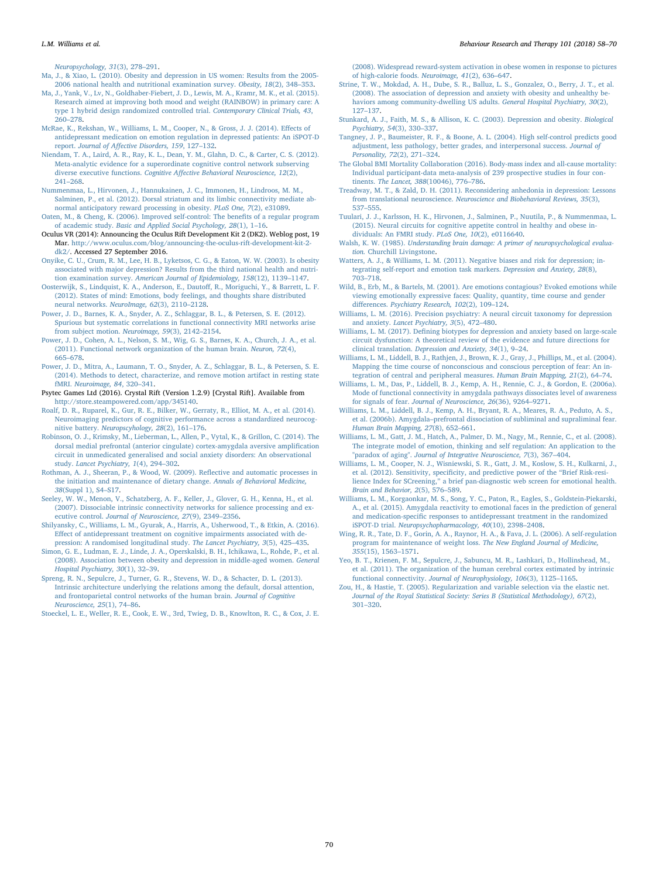*Neuropsychology, 31*(3), 278–291.

Ma, J., & Xiao, L. (2010). Obesity and depression in US women: Results from the 2005-2006 national health and nutritional examination survey. *Obesity, 18*(2), 348–353.

Ma, J., Yank, V., Lv, N., Goldhaber-Fiebert, J. D., Lewis, M. A., Kramr, M. K., et al. (2015). Research aimed at improving both mood and weight (RAINBOW) in primary care: A type 1 hybrid design randomized controlled trial. *Contemporary Clinical Trials, 43*, 260–278.

McRae, K., Rekshan, W., Williams, L. M., Cooper, N., & Gross, J. J. (2014). Effects of antidepressant medication on emotion regulation in depressed patients: An iSPOT-D report. *Journal of Affective Disorders, 159*, 127–132.

Niendam, T. A., Laird, A. R., Ray, K. L., Dean, Y. M., Glahn, D. C., & Carter, C. S. (2012). Meta-analytic evidence for a superordinate cognitive control network subserving diverse executive functions. *Cognitive Affective Behavioral Neuroscience, 12*(2), 241–268.

Nummenmaa, L., Hirvonen, J., Hannukainen, J. C., Immonen, H., Lindroos, M. M., Salminen, P., et al. (2012). Dorsal striatum and its limbic connectivity mediate abnormal anticipatory reward processing in obesity. *PLoS One, 7*(2), e31089.

Oaten, M., & Cheng, K. (2006). Improved self-control: The benefits of a regular program of academic study. *Basic and Applied Social Psychology, 28*(1), 1–16.

Oculus VR (2014): Announcing the Oculus Rift Development Kit 2 (DK2). Weblog post, 19 Mar. http://www.oculus.com/blog/announcing-the-oculus-rift-development-kit-2-dk2/. Accessed 27 September 2016.

Onyike, C. U., Crum, R. M., Lee, H. B., Lyketsos, C. G., & Eaton, W. W. (2003). Is obesity associated with major depression? Results from the third national health and nutrition examination survey. *American Journal of Epidemiology, 158*(12), 1139–1147.

Oosterwijk, S., Lindquist, K. A., Anderson, E., Dautoff, R., Moriguchi, Y., & Barrett, L. F. (2012). States of mind: Emotions, body feelings, and thoughts share distributed neural networks. *NeuroImage, 62*(3), 2110–2128.

Power, J. D., Barnes, K. A., Snyder, A. Z., Schlaggar, B. L., & Petersen, S. E. (2012). Spurious but systematic correlations in functional connectivity MRI networks arise from subject motion. *Neuroimage, 59*(3), 2142–2154.

Power, J. D., Cohen, A. L., Nelson, S. M., Wig, G. S., Barnes, K. A., Church, J. A., et al. (2011). Functional network organization of the human brain. *Neuron, 72*(4), 665–678.

Power, J. D., Mitra, A., Laumann, T. O., Snyder, A. Z., Schlaggar, B. L., & Petersen, S. E. (2014). Methods to detect, characterize, and remove motion artifact in resting state fMRI. *Neuroimage, 84*, 320–341.

Psytec Games Ltd (2016). Crystal Rift (Version 1.2.9) [Crystal Rift]. Available from http://store.steampowered.com/app/345140.

Roalf, D. R., Ruparel, K., Gur, R. E., Bilker, W., Gerraty, R., Elliot, M. A., et al. (2014). Neuroimaging predictors of cognitive performance across a standardized neurocognitive battery. *Neuropsychology, 28*(2), 161–176.

Robinson, O. J., Krimsky, M., Lieberman, L., Allen, P., Vytal, K., & Grillon, C. (2014). The dorsal medial prefrontal (anterior cingulate) cortex-amygdala aversive amplification circuit in unmedicated generalised and social anxiety disorders: An observational study. *Lancet Psychiatry, 1*(4), 294–302.

Rothman, A. J., Sheeran, P., & Wood, W. (2009). Reflective and automatic processes in the initiation and maintenance of dietary change. *Annals of Behavioral Medicine, 38*(Suppl 1), S4–S17.

Seeley, W. W., Menon, V., Schatzberg, A. F., Keller, J., Glover, G. H., Kenna, H., et al. (2007). Dissociable intrinsic connectivity networks for salience processing and executive control. *Journal of Neuroscience, 27*(9), 2349–2356.

Shilyansky, C., Williams, L. M., Gyurak, A., Harris, A., Usherwood, T., & Etkin, A. (2016). Effect of antidepressant treatment on cognitive impairments associated with depression: A randomised longitudinal study. *The Lancet Psychiatry, 3*(5), 425–435.

Simon, G. E., Ludman, E. J., Linde, J. A., Operskalski, B. H., Ichikawa, L., Rohde, P., et al. (2008). Association between obesity and depression in middle-aged women. *General Hospital Psychiatry, 30*(1), 32–39.

Spreng, R. N., Sepulcre, J., Turner, G. R., Stevens, W. D., & Schacter, D. L. (2013). Intrinsic architecture underlying the relations among the default, dorsal attention, and frontoparietal control networks of the human brain. *Journal of Cognitive Neuroscience, 25*(1), 74–86.

Stoeckel, L. E., Weller, R. E., Cook, E. W., 3rd, Twieg, D. B., Knowlton, R. C., & Cox, J. E. (2008). Widespread reward-system activation in obese women in response to pictures of high-calorie foods. *Neuroimage, 41*(2), 636–647.

Strine, T. W., Mokdad, A. H., Dube, S. R., Balluz, L. S., Gonzalez, O., Berry, J. T., et al. (2008). The association of depression and anxiety with obesity and unhealthy behaviors among community-dwelling US adults. *General Hospital Psychiatry, 30*(2), 127–137.

Stunkard, A. J., Faith, M. S., & Allison, K. C. (2003). Depression and obesity. *Biological Psychiatry, 54*(3), 330–337.

Tangney, J. P., Baumeister, R. F., & Boone, A. L. (2004). High self-control predicts good adjustment, less pathology, better grades, and interpersonal success. *Journal of Personality, 72*(2), 271–324.

The Global BMI Mortality Collaboration (2016). Body-mass index and all-cause mortality: Individual participant-data meta-analysis of 239 prospective studies in four continents. *The Lancet, 388*(10046), 776–786.

Treadway, M. T., & Zald, D. H. (2011). Reconsidering anhedonia in depression: Lessons from translational neuroscience. *Neuroscience and Biobehavioral Reviews, 35*(3), 537–555.

Tuulari, J. J., Karlsson, H. K., Hirvonen, J., Salminen, P., Nuutila, P., & Nummenmaa, L. (2015). Neural circuits for cognitive appetite control in healthy and obese individuals: An FMRI study. *PLoS One, 10*(2), e0116640.

Walsh, K. W. (1985). *Understanding brain damage: A primer of neuropsychological evaluation.* Churchill Livingstone.

Watters, A. J., & Williams, L. M. (2011). Negative biases and risk for depression; integrating self-report and emotion task markers. *Depression and Anxiety, 28*(8), 703–718.

Wild, B., Erb, M., & Bartels, M. (2001). Are emotions contagious? Evoked emotions while viewing emotionally expressive faces: Quality, quantity, time course and gender differences. *Psychiatry Research, 102*(2), 109–124.

Williams, L. M. (2016). Precision psychiatry: A neural circuit taxonomy for depression and anxiety. *Lancet Psychiatry, 3*(5), 472–480.

Williams, L. M. (2017). Defining biotypes for depression and anxiety based on large-scale circuit dysfunction: A theoretical review of the evidence and future directions for clinical translation. *Depression and Anxiety, 34*(1), 9–24.

Williams, L. M., Liddell, B. J., Rathjen, J., Brown, K. J., Gray, J., Phillips, M., et al. (2004). Mapping the time course of nonconscious and conscious perception of fear: An integration of central and peripheral measures. *Human Brain Mapping, 21*(2), 64–74.

Williams, L. M., Das, P., Liddell, B. J., Kemp, A. H., Rennie, C. J., & Gordon, E. (2006a). Mode of functional connectivity in amygdala pathways dissociates level of awareness for signals of fear. *Journal of Neuroscience, 26*(36), 9264–9271.

Williams, L. M., Liddell, B. J., Kemp, A. H., Bryant, R. A., Meares, R. A., Peduto, A. S., et al. (2006b). Amygdala–prefrontal dissociation of subliminal and supraliminal fear. *Human Brain Mapping, 27*(8), 652–661.

Williams, L. M., Gatt, J. M., Hatch, A., Palmer, D. M., Nagy, M., Rennie, C., et al. (2008). The integrate model of emotion, thinking and self regulation: An application to the "paradox of aging". *Journal of Integrative Neuroscience, 7*(3), 367–404.

Williams, L. M., Cooper, N. J., Wisniewski, S. R., Gatt, J. M., Koslow, S. H., Kulkarni, J., et al. (2012). Sensitivity, specificity, and predictive power of the "Brief Risk-resilience Index for SCreening," a brief pan-diagnostic web screen for emotional health. *Brain and Behavior, 2*(5), 576–589.

Williams, L. M., Korgaonkar, M. S., Song, Y. C., Paton, R., Eagles, S., Goldstein-Piekarski, A., et al. (2015). Amygdala reactivity to emotional faces in the prediction of general and medication-specific responses to antidepressant treatment in the randomized iSPOT-D trial. *Neuropsychopharmacology, 40*(10), 2398–2408.

Wing, R. R., Tate, D. F., Gorin, A. A., Raynor, H. A., & Fava, J. L. (2006). A self-regulation program for maintenance of weight loss. *The New England Journal of Medicine, 355*(15), 1563–1571.

Yeo, B. T., Krienen, F. M., Sepulcre, J., Sabuncu, M. R., Lashkari, D., Hollinshead, M., et al. (2011). The organization of the human cerebral cortex estimated by intrinsic functional connectivity. *Journal of Neurophysiology, 106*(3), 1125–1165.

Zou, H., & Hastie, T. (2005). Regularization and variable selection via the elastic net. *Journal of the Royal Statistical Society: Series B (Statistical Methodology), 67*(2), 301–320.